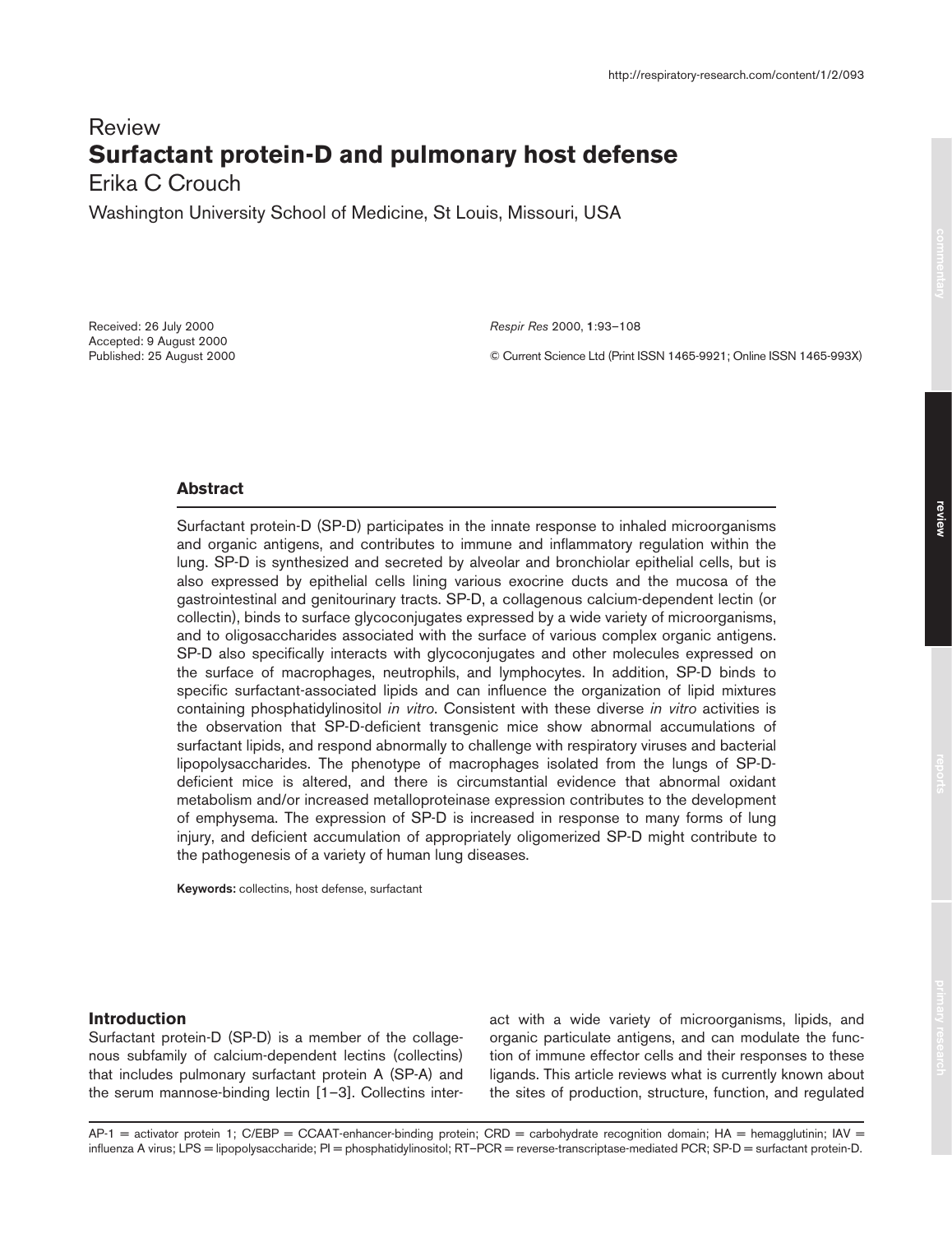Review

# Surfactant protein-D and pulmonary host defense

Erika C Crouch

Washington University School of Medicine, St Louis, Missouri, USA

Received: 26 July 2000
Accepted: 9 August 2000
Published: 25 August 2000

*Respir Res* 2000, **1**:93–108

© Current Science Ltd (Print ISSN 1465-9921; Online ISSN 1465-993X)

## Abstract

Surfactant protein-D (SP-D) participates in the innate response to inhaled microorganisms and organic antigens, and contributes to immune and inflammatory regulation within the lung. SP-D is synthesized and secreted by alveolar and bronchiolar epithelial cells, but is also expressed by epithelial cells lining various exocrine ducts and the mucosa of the gastrointestinal and genitourinary tracts. SP-D, a collagenous calcium-dependent lectin (or collectin), binds to surface glycoconjugates expressed by a wide variety of microorganisms, and to oligosaccharides associated with the surface of various complex organic antigens. SP-D also specifically interacts with glycoconjugates and other molecules expressed on the surface of macrophages, neutrophils, and lymphocytes. In addition, SP-D binds to specific surfactant-associated lipids and can influence the organization of lipid mixtures containing phosphatidylinositol *in vitro*. Consistent with these diverse *in vitro* activities is the observation that SP-D-deficient transgenic mice show abnormal accumulations of surfactant lipids, and respond abnormally to challenge with respiratory viruses and bacterial lipopolysaccharides. The phenotype of macrophages isolated from the lungs of SP-D-deficient mice is altered, and there is circumstantial evidence that abnormal oxidant metabolism and/or increased metalloproteinase expression contributes to the development of emphysema. The expression of SP-D is increased in response to many forms of lung injury, and deficient accumulation of appropriately oligomerized SP-D might contribute to the pathogenesis of a variety of human lung diseases.

**Keywords:** collectins, host defense, surfactant

## Introduction

Surfactant protein-D (SP-D) is a member of the collagenous subfamily of calcium-dependent lectins (collectins) that includes pulmonary surfactant protein A (SP-A) and the serum mannose-binding lectin [1–3]. Collectins interact with a wide variety of microorganisms, lipids, and organic particulate antigens, and can modulate the function of immune effector cells and their responses to these ligands. This article reviews what is currently known about the sites of production, structure, function, and regulated

AP-1 = activator protein 1; C/EBP = CCAAT-enhancer-binding protein; CRD = carbohydrate recognition domain; HA = hemagglutinin; IAV = influenza A virus; LPS = lipopolysaccharide; PI = phosphatidylinositol; RT–PCR = reverse-transcriptase-mediated PCR; SP-D = surfactant protein-D.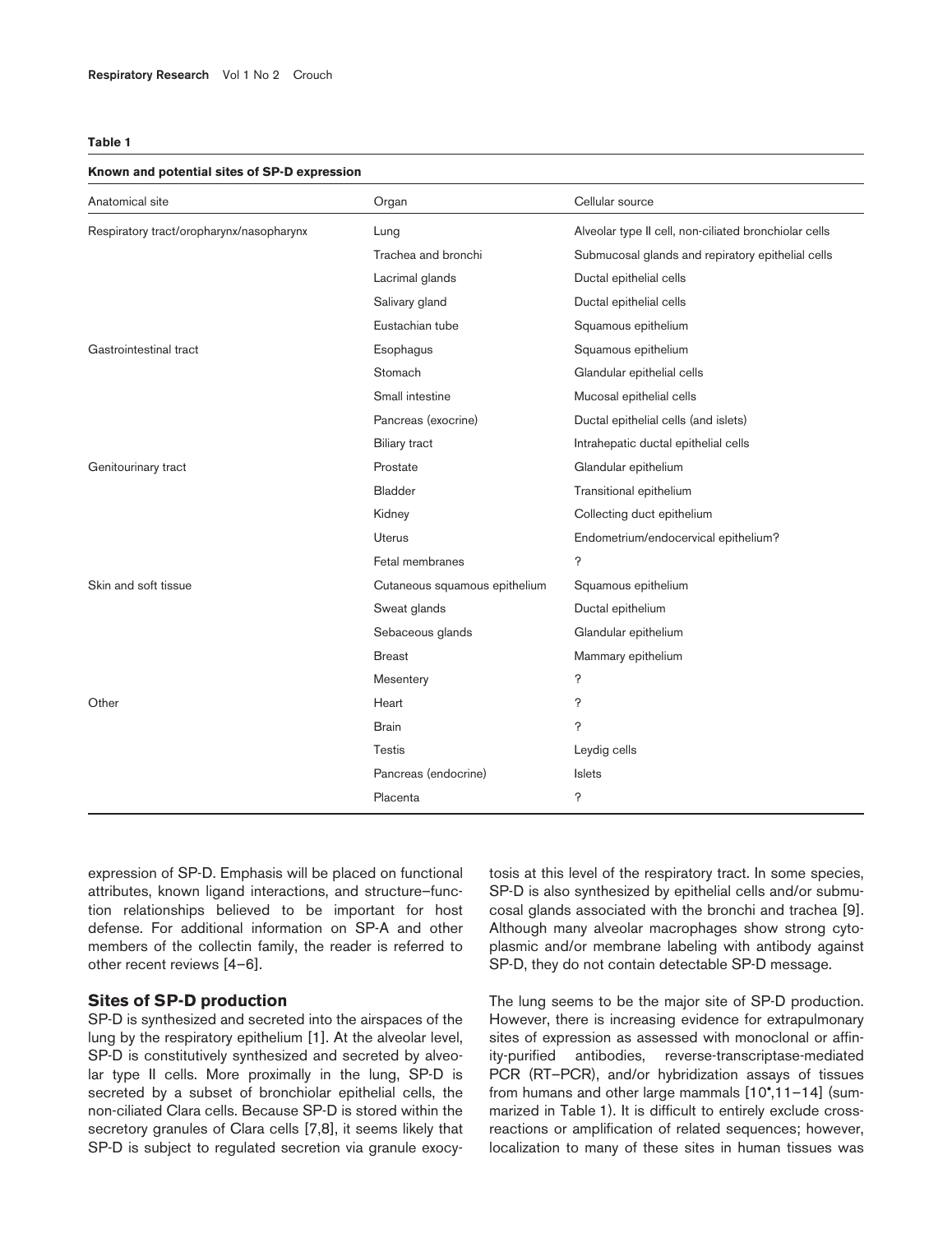**Table 1**

**Known and potential sites of SP-D expression**

| Anatomical site | Organ | Cellular source |
|---|---|---|
| Respiratory tract/oropharynx/nasopharynx | Lung | Alveolar type II cell, non-ciliated bronchiolar cells |
| | Trachea and bronchi | Submucosal glands and repiratory epithelial cells |
| | Lacrimal glands | Ductal epithelial cells |
| | Salivary gland | Ductal epithelial cells |
| | Eustachian tube | Squamous epithelium |
| Gastrointestinal tract | Esophagus | Squamous epithelium |
| | Stomach | Glandular epithelial cells |
| | Small intestine | Mucosal epithelial cells |
| | Pancreas (exocrine) | Ductal epithelial cells (and islets) |
| | Biliary tract | Intrahepatic ductal epithelial cells |
| Genitourinary tract | Prostate | Glandular epithelium |
| | Bladder | Transitional epithelium |
| | Kidney | Collecting duct epithelium |
| | Uterus | Endometrium/endocervical epithelium? |
| | Fetal membranes | ? |
| Skin and soft tissue | Cutaneous squamous epithelium | Squamous epithelium |
| | Sweat glands | Ductal epithelium |
| | Sebaceous glands | Glandular epithelium |
| | Breast | Mammary epithelium |
| | Mesentery | ? |
| Other | Heart | ? |
| | Brain | ? |
| | Testis | Leydig cells |
| | Pancreas (endocrine) | Islets |
| | Placenta | ? |

expression of SP-D. Emphasis will be placed on functional attributes, known ligand interactions, and structure–function relationships believed to be important for host defense. For additional information on SP-A and other members of the collectin family, the reader is referred to other recent reviews [4–6].

## Sites of SP-D production

SP-D is synthesized and secreted into the airspaces of the lung by the respiratory epithelium [1]. At the alveolar level, SP-D is constitutively synthesized and secreted by alveolar type II cells. More proximally in the lung, SP-D is secreted by a subset of bronchiolar epithelial cells, the non-ciliated Clara cells. Because SP-D is stored within the secretory granules of Clara cells [7,8], it seems likely that SP-D is subject to regulated secretion via granule exocytosis at this level of the respiratory tract. In some species, SP-D is also synthesized by epithelial cells and/or submucosal glands associated with the bronchi and trachea [9]. Although many alveolar macrophages show strong cytoplasmic and/or membrane labeling with antibody against SP-D, they do not contain detectable SP-D message.

The lung seems to be the major site of SP-D production. However, there is increasing evidence for extrapulmonary sites of expression as assessed with monoclonal or affinity-purified antibodies, reverse-transcriptase-mediated PCR (RT–PCR), and/or hybridization assays of tissues from humans and other large mammals [10•,11–14] (summarized in Table 1). It is difficult to entirely exclude cross-reactions or amplification of related sequences; however, localization to many of these sites in human tissues was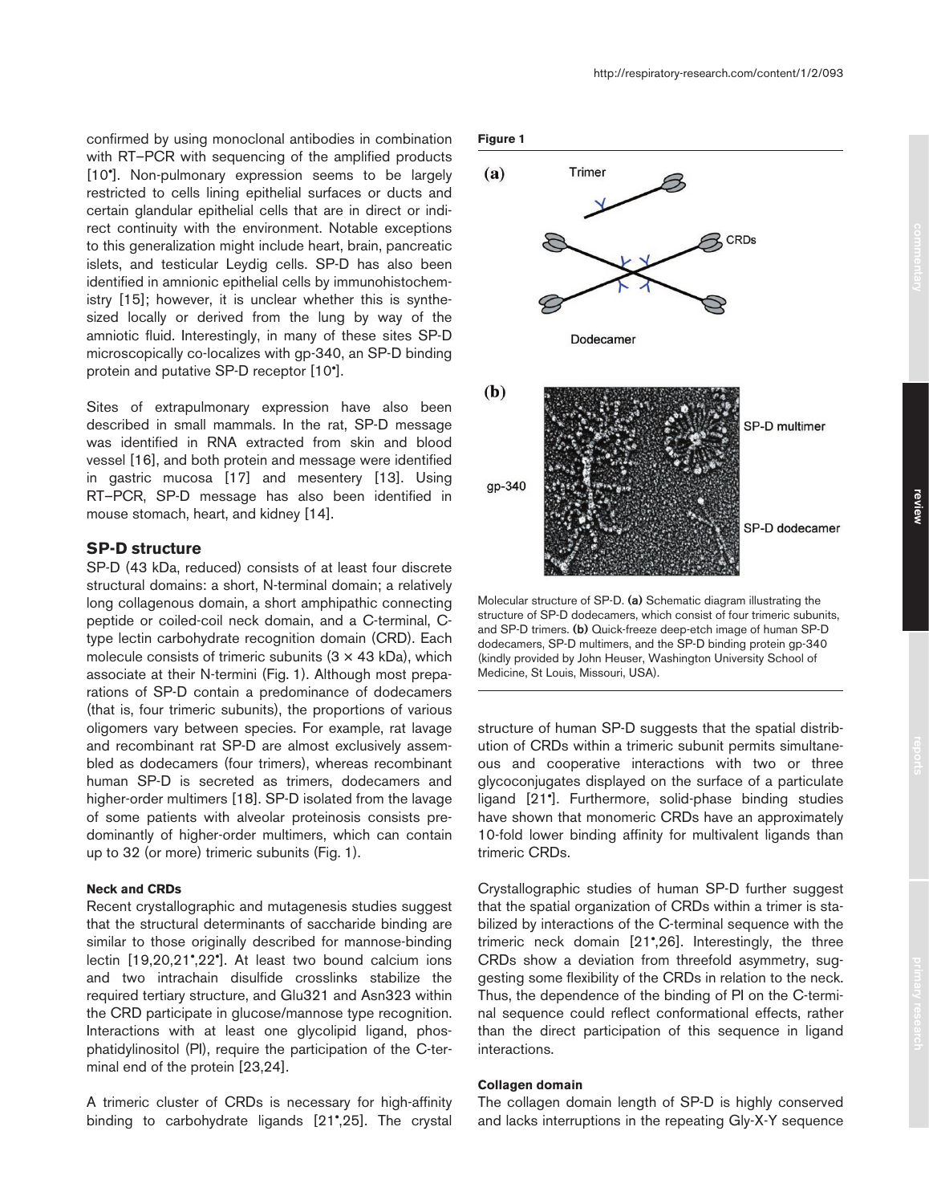confirmed by using monoclonal antibodies in combination with RT–PCR with sequencing of the amplified products [10•]. Non-pulmonary expression seems to be largely restricted to cells lining epithelial surfaces or ducts and certain glandular epithelial cells that are in direct or indirect continuity with the environment. Notable exceptions to this generalization might include heart, brain, pancreatic islets, and testicular Leydig cells. SP-D has also been identified in amnionic epithelial cells by immunohistochemistry [15]; however, it is unclear whether this is synthesized locally or derived from the lung by way of the amniotic fluid. Interestingly, in many of these sites SP-D microscopically co-localizes with gp-340, an SP-D binding protein and putative SP-D receptor [10•].

Sites of extrapulmonary expression have also been described in small mammals. In the rat, SP-D message was identified in RNA extracted from skin and blood vessel [16], and both protein and message were identified in gastric mucosa [17] and mesentery [13]. Using RT–PCR, SP-D message has also been identified in mouse stomach, heart, and kidney [14].

## SP-D structure

SP-D (43 kDa, reduced) consists of at least four discrete structural domains: a short, N-terminal domain; a relatively long collagenous domain, a short amphipathic connecting peptide or coiled-coil neck domain, and a C-terminal, C-type lectin carbohydrate recognition domain (CRD). Each molecule consists of trimeric subunits (3 × 43 kDa), which associate at their N-termini (Fig. 1). Although most preparations of SP-D contain a predominance of dodecamers (that is, four trimeric subunits), the proportions of various oligomers vary between species. For example, rat lavage and recombinant rat SP-D are almost exclusively assembled as dodecamers (four trimers), whereas recombinant human SP-D is secreted as trimers, dodecamers and higher-order multimers [18]. SP-D isolated from the lavage of some patients with alveolar proteinosis consists predominantly of higher-order multimers, which can contain up to 32 (or more) trimeric subunits (Fig. 1).

**Figure 1**

Molecular structure of SP-D. **(a)** Schematic diagram illustrating the structure of SP-D dodecamers, which consist of four trimeric subunits, and SP-D trimers. **(b)** Quick-freeze deep-etch image of human SP-D dodecamers, SP-D multimers, and the SP-D binding protein gp-340 (kindly provided by John Heuser, Washington University School of Medicine, St Louis, Missouri, USA).

### Neck and CRDs

Recent crystallographic and mutagenesis studies suggest that the structural determinants of saccharide binding are similar to those originally described for mannose-binding lectin [19,20,21•,22•]. At least two bound calcium ions and two intrachain disulfide crosslinks stabilize the required tertiary structure, and Glu321 and Asn323 within the CRD participate in glucose/mannose type recognition. Interactions with at least one glycolipid ligand, phosphatidylinositol (PI), require the participation of the C-terminal end of the protein [23,24].

A trimeric cluster of CRDs is necessary for high-affinity binding to carbohydrate ligands [21•,25]. The crystal structure of human SP-D suggests that the spatial distribution of CRDs within a trimeric subunit permits simultaneous and cooperative interactions with two or three glycoconjugates displayed on the surface of a particulate ligand [21•]. Furthermore, solid-phase binding studies have shown that monomeric CRDs have an approximately 10-fold lower binding affinity for multivalent ligands than trimeric CRDs.

Crystallographic studies of human SP-D further suggest that the spatial organization of CRDs within a trimer is stabilized by interactions of the C-terminal sequence with the trimeric neck domain [21•,26]. Interestingly, the three CRDs show a deviation from threefold asymmetry, suggesting some flexibility of the CRDs in relation to the neck. Thus, the dependence of the binding of PI on the C-terminal sequence could reflect conformational effects, rather than the direct participation of this sequence in ligand interactions.

### Collagen domain

The collagen domain length of SP-D is highly conserved and lacks interruptions in the repeating Gly-X-Y sequence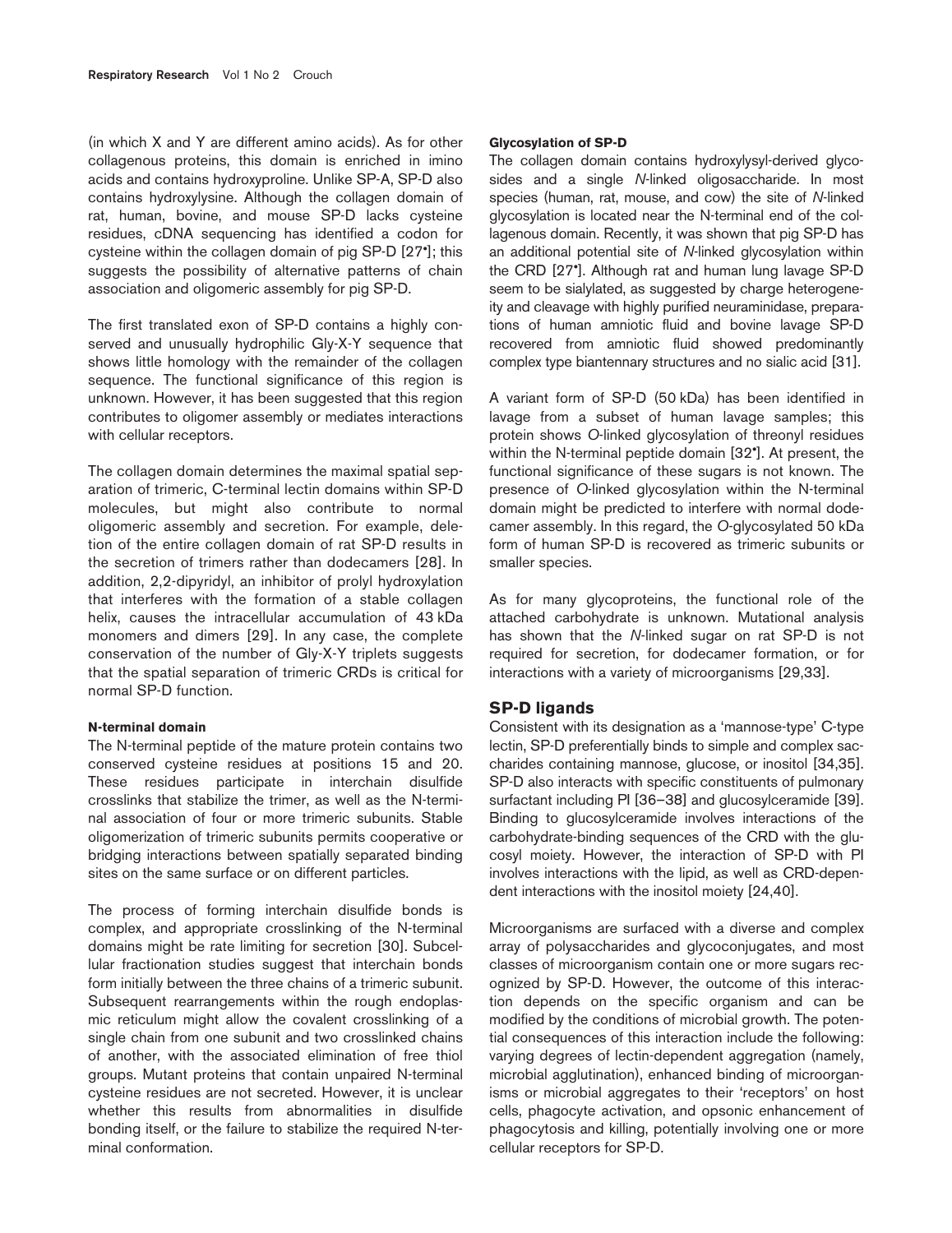(in which X and Y are different amino acids). As for other collagenous proteins, this domain is enriched in imino acids and contains hydroxyproline. Unlike SP-A, SP-D also contains hydroxylysine. Although the collagen domain of rat, human, bovine, and mouse SP-D lacks cysteine residues, cDNA sequencing has identified a codon for cysteine within the collagen domain of pig SP-D [27•]; this suggests the possibility of alternative patterns of chain association and oligomeric assembly for pig SP-D.

The first translated exon of SP-D contains a highly conserved and unusually hydrophilic Gly-X-Y sequence that shows little homology with the remainder of the collagen sequence. The functional significance of this region is unknown. However, it has been suggested that this region contributes to oligomer assembly or mediates interactions with cellular receptors.

The collagen domain determines the maximal spatial separation of trimeric, C-terminal lectin domains within SP-D molecules, but might also contribute to normal oligomeric assembly and secretion. For example, deletion of the entire collagen domain of rat SP-D results in the secretion of trimers rather than dodecamers [28]. In addition, 2,2-dipyridyl, an inhibitor of prolyl hydroxylation that interferes with the formation of a stable collagen helix, causes the intracellular accumulation of 43 kDa monomers and dimers [29]. In any case, the complete conservation of the number of Gly-X-Y triplets suggests that the spatial separation of trimeric CRDs is critical for normal SP-D function.

#### N-terminal domain

The N-terminal peptide of the mature protein contains two conserved cysteine residues at positions 15 and 20. These residues participate in interchain disulfide crosslinks that stabilize the trimer, as well as the N-terminal association of four or more trimeric subunits. Stable oligomerization of trimeric subunits permits cooperative or bridging interactions between spatially separated binding sites on the same surface or on different particles.

The process of forming interchain disulfide bonds is complex, and appropriate crosslinking of the N-terminal domains might be rate limiting for secretion [30]. Subcellular fractionation studies suggest that interchain bonds form initially between the three chains of a trimeric subunit. Subsequent rearrangements within the rough endoplasmic reticulum might allow the covalent crosslinking of a single chain from one subunit and two crosslinked chains of another, with the associated elimination of free thiol groups. Mutant proteins that contain unpaired N-terminal cysteine residues are not secreted. However, it is unclear whether this results from abnormalities in disulfide bonding itself, or the failure to stabilize the required N-terminal conformation.

#### Glycosylation of SP-D

The collagen domain contains hydroxylysyl-derived glycosides and a single *N*-linked oligosaccharide. In most species (human, rat, mouse, and cow) the site of *N*-linked glycosylation is located near the N-terminal end of the collagenous domain. Recently, it was shown that pig SP-D has an additional potential site of *N*-linked glycosylation within the CRD [27•]. Although rat and human lung lavage SP-D seem to be sialylated, as suggested by charge heterogeneity and cleavage with highly purified neuraminidase, preparations of human amniotic fluid and bovine lavage SP-D recovered from amniotic fluid showed predominantly complex type biantennary structures and no sialic acid [31].

A variant form of SP-D (50 kDa) has been identified in lavage from a subset of human lavage samples; this protein shows *O*-linked glycosylation of threonyl residues within the N-terminal peptide domain [32•]. At present, the functional significance of these sugars is not known. The presence of *O*-linked glycosylation within the N-terminal domain might be predicted to interfere with normal dodecamer assembly. In this regard, the *O*-glycosylated 50 kDa form of human SP-D is recovered as trimeric subunits or smaller species.

As for many glycoproteins, the functional role of the attached carbohydrate is unknown. Mutational analysis has shown that the *N*-linked sugar on rat SP-D is not required for secretion, for dodecamer formation, or for interactions with a variety of microorganisms [29,33].

### SP-D ligands

Consistent with its designation as a 'mannose-type' C-type lectin, SP-D preferentially binds to simple and complex saccharides containing mannose, glucose, or inositol [34,35]. SP-D also interacts with specific constituents of pulmonary surfactant including PI [36–38] and glucosylceramide [39]. Binding to glucosylceramide involves interactions of the carbohydrate-binding sequences of the CRD with the glucosyl moiety. However, the interaction of SP-D with PI involves interactions with the lipid, as well as CRD-dependent interactions with the inositol moiety [24,40].

Microorganisms are surfaced with a diverse and complex array of polysaccharides and glycoconjugates, and most classes of microorganism contain one or more sugars recognized by SP-D. However, the outcome of this interaction depends on the specific organism and can be modified by the conditions of microbial growth. The potential consequences of this interaction include the following: varying degrees of lectin-dependent aggregation (namely, microbial agglutination), enhanced binding of microorganisms or microbial aggregates to their 'receptors' on host cells, phagocyte activation, and opsonic enhancement of phagocytosis and killing, potentially involving one or more cellular receptors for SP-D.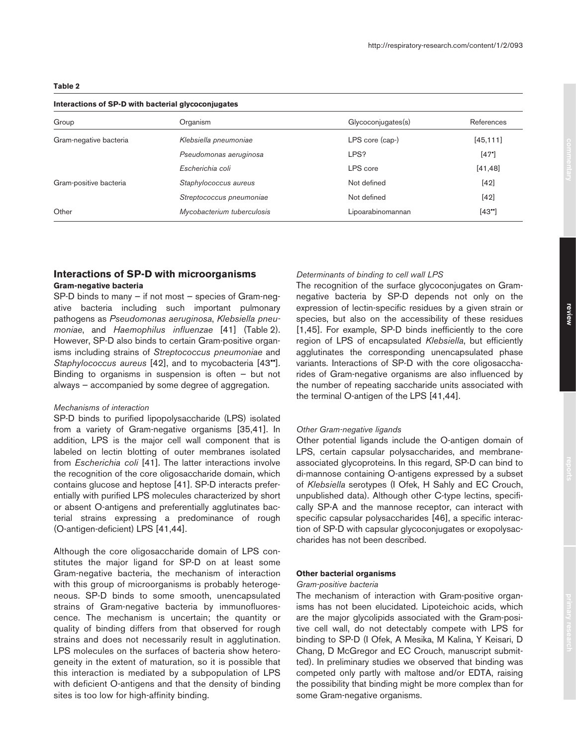**Table 2**

**Interactions of SP-D with bacterial glycoconjugates**

| Group | Organism | Glycoconjugates(s) | References |
|---|---|---|---|
| Gram-negative bacteria | *Klebsiella pneumoniae* | LPS core (cap-) | [45,111] |
| | *Pseudomonas aeruginosa* | LPS? | [47•] |
| | *Escherichia coli* | LPS core | [41,48] |
| Gram-positive bacteria | *Staphylococcus aureus* | Not defined | [42] |
| | *Streptococcus pneumoniae* | Not defined | [42] |
| Other | *Mycobacterium tuberculosis* | Lipoarabinomannan | [43••] |

## Interactions of SP-D with microorganisms

### Gram-negative bacteria

SP-D binds to many – if not most – species of Gram-negative bacteria including such important pulmonary pathogens as *Pseudomonas aeruginosa*, *Klebsiella pneumoniae*, and *Haemophilus influenzae* [41] (Table 2). However, SP-D also binds to certain Gram-positive organisms including strains of *Streptococcus pneumoniae* and *Staphylococcus aureus* [42], and to mycobacteria [43••]. Binding to organisms in suspension is often – but not always – accompanied by some degree of aggregation.

*Mechanisms of interaction*

SP-D binds to purified lipopolysaccharide (LPS) isolated from a variety of Gram-negative organisms [35,41]. In addition, LPS is the major cell wall component that is labeled on lectin blotting of outer membranes isolated from *Escherichia coli* [41]. The latter interactions involve the recognition of the core oligosaccharide domain, which contains glucose and heptose [41]. SP-D interacts preferentially with purified LPS molecules characterized by short or absent O-antigens and preferentially agglutinates bacterial strains expressing a predominance of rough (O-antigen-deficient) LPS [41,44].

Although the core oligosaccharide domain of LPS constitutes the major ligand for SP-D on at least some Gram-negative bacteria, the mechanism of interaction with this group of microorganisms is probably heterogeneous. SP-D binds to some smooth, unencapsulated strains of Gram-negative bacteria by immunofluorescence. The mechanism is uncertain; the quantity or quality of binding differs from that observed for rough strains and does not necessarily result in agglutination. LPS molecules on the surfaces of bacteria show heterogeneity in the extent of maturation, so it is possible that this interaction is mediated by a subpopulation of LPS with deficient O-antigens and that the density of binding sites is too low for high-affinity binding.

*Determinants of binding to cell wall LPS*

The recognition of the surface glycoconjugates on Gram-negative bacteria by SP-D depends not only on the expression of lectin-specific residues by a given strain or species, but also on the accessibility of these residues [1,45]. For example, SP-D binds inefficiently to the core region of LPS of encapsulated *Klebsiella*, but efficiently agglutinates the corresponding unencapsulated phase variants. Interactions of SP-D with the core oligosaccharides of Gram-negative organisms are also influenced by the number of repeating saccharide units associated with the terminal O-antigen of the LPS [41,44].

*Other Gram-negative ligands*

Other potential ligands include the O-antigen domain of LPS, certain capsular polysaccharides, and membrane-associated glycoproteins. In this regard, SP-D can bind to di-mannose containing O-antigens expressed by a subset of *Klebsiella* serotypes (I Ofek, H Sahly and EC Crouch, unpublished data). Although other C-type lectins, specifically SP-A and the mannose receptor, can interact with specific capsular polysaccharides [46], a specific interaction of SP-D with capsular glycoconjugates or exopolysaccharides has not been described.

### Other bacterial organisms

*Gram-positive bacteria*

The mechanism of interaction with Gram-positive organisms has not been elucidated. Lipoteichoic acids, which are the major glycolipids associated with the Gram-positive cell wall, do not detectably compete with LPS for binding to SP-D (I Ofek, A Mesika, M Kalina, Y Keisari, D Chang, D McGregor and EC Crouch, manuscript submitted). In preliminary studies we observed that binding was competed only partly with maltose and/or EDTA, raising the possibility that binding might be more complex than for some Gram-negative organisms.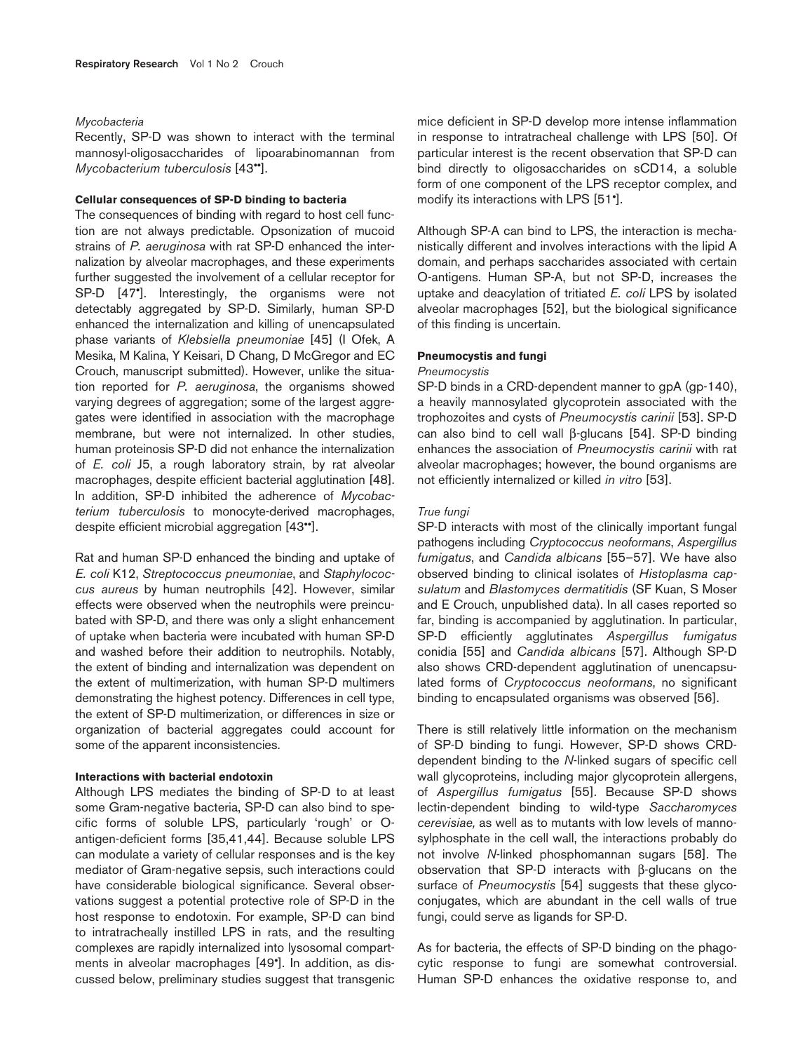*Mycobacteria*

Recently, SP-D was shown to interact with the terminal mannosyl-oligosaccharides of lipoarabinomannan from *Mycobacterium tuberculosis* [43••].

**Cellular consequences of SP-D binding to bacteria**

The consequences of binding with regard to host cell function are not always predictable. Opsonization of mucoid strains of *P. aeruginosa* with rat SP-D enhanced the internalization by alveolar macrophages, and these experiments further suggested the involvement of a cellular receptor for SP-D [47•]. Interestingly, the organisms were not detectably aggregated by SP-D. Similarly, human SP-D enhanced the internalization and killing of unencapsulated phase variants of *Klebsiella pneumoniae* [45] (I Ofek, A Mesika, M Kalina, Y Keisari, D Chang, D McGregor and EC Crouch, manuscript submitted). However, unlike the situation reported for *P. aeruginosa*, the organisms showed varying degrees of aggregation; some of the largest aggregates were identified in association with the macrophage membrane, but were not internalized. In other studies, human proteinosis SP-D did not enhance the internalization of *E. coli* J5, a rough laboratory strain, by rat alveolar macrophages, despite efficient bacterial agglutination [48]. In addition, SP-D inhibited the adherence of *Mycobacterium tuberculosis* to monocyte-derived macrophages, despite efficient microbial aggregation [43••].

Rat and human SP-D enhanced the binding and uptake of *E. coli* K12, *Streptococcus pneumoniae*, and *Staphylococcus aureus* by human neutrophils [42]. However, similar effects were observed when the neutrophils were preincubated with SP-D, and there was only a slight enhancement of uptake when bacteria were incubated with human SP-D and washed before their addition to neutrophils. Notably, the extent of binding and internalization was dependent on the extent of multimerization, with human SP-D multimers demonstrating the highest potency. Differences in cell type, the extent of SP-D multimerization, or differences in size or organization of bacterial aggregates could account for some of the apparent inconsistencies.

**Interactions with bacterial endotoxin**

Although LPS mediates the binding of SP-D to at least some Gram-negative bacteria, SP-D can also bind to specific forms of soluble LPS, particularly 'rough' or O-antigen-deficient forms [35,41,44]. Because soluble LPS can modulate a variety of cellular responses and is the key mediator of Gram-negative sepsis, such interactions could have considerable biological significance. Several observations suggest a potential protective role of SP-D in the host response to endotoxin. For example, SP-D can bind to intratracheally instilled LPS in rats, and the resulting complexes are rapidly internalized into lysosomal compartments in alveolar macrophages [49•]. In addition, as discussed below, preliminary studies suggest that transgenic mice deficient in SP-D develop more intense inflammation in response to intratracheal challenge with LPS [50]. Of particular interest is the recent observation that SP-D can bind directly to oligosaccharides on sCD14, a soluble form of one component of the LPS receptor complex, and modify its interactions with LPS [51•].

Although SP-A can bind to LPS, the interaction is mechanistically different and involves interactions with the lipid A domain, and perhaps saccharides associated with certain O-antigens. Human SP-A, but not SP-D, increases the uptake and deacylation of tritiated *E. coli* LPS by isolated alveolar macrophages [52], but the biological significance of this finding is uncertain.

**Pneumocystis and fungi**

*Pneumocystis*

SP-D binds in a CRD-dependent manner to gpA (gp-140), a heavily mannosylated glycoprotein associated with the trophozoites and cysts of *Pneumocystis carinii* [53]. SP-D can also bind to cell wall β-glucans [54]. SP-D binding enhances the association of *Pneumocystis carinii* with rat alveolar macrophages; however, the bound organisms are not efficiently internalized or killed *in vitro* [53].

*True fungi*

SP-D interacts with most of the clinically important fungal pathogens including *Cryptococcus neoformans*, *Aspergillus fumigatus*, and *Candida albicans* [55–57]. We have also observed binding to clinical isolates of *Histoplasma capsulatum* and *Blastomyces dermatitidis* (SF Kuan, S Moser and E Crouch, unpublished data). In all cases reported so far, binding is accompanied by agglutination. In particular, SP-D efficiently agglutinates *Aspergillus fumigatus* conidia [55] and *Candida albicans* [57]. Although SP-D also shows CRD-dependent agglutination of unencapsulated forms of *Cryptococcus neoformans*, no significant binding to encapsulated organisms was observed [56].

There is still relatively little information on the mechanism of SP-D binding to fungi. However, SP-D shows CRD-dependent binding to the *N*-linked sugars of specific cell wall glycoproteins, including major glycoprotein allergens, of *Aspergillus fumigatus* [55]. Because SP-D shows lectin-dependent binding to wild-type *Saccharomyces cerevisiae,* as well as to mutants with low levels of mannosylphosphate in the cell wall, the interactions probably do not involve *N*-linked phosphomannan sugars [58]. The observation that SP-D interacts with β-glucans on the surface of *Pneumocystis* [54] suggests that these glycoconjugates, which are abundant in the cell walls of true fungi, could serve as ligands for SP-D.

As for bacteria, the effects of SP-D binding on the phagocytic response to fungi are somewhat controversial. Human SP-D enhances the oxidative response to, and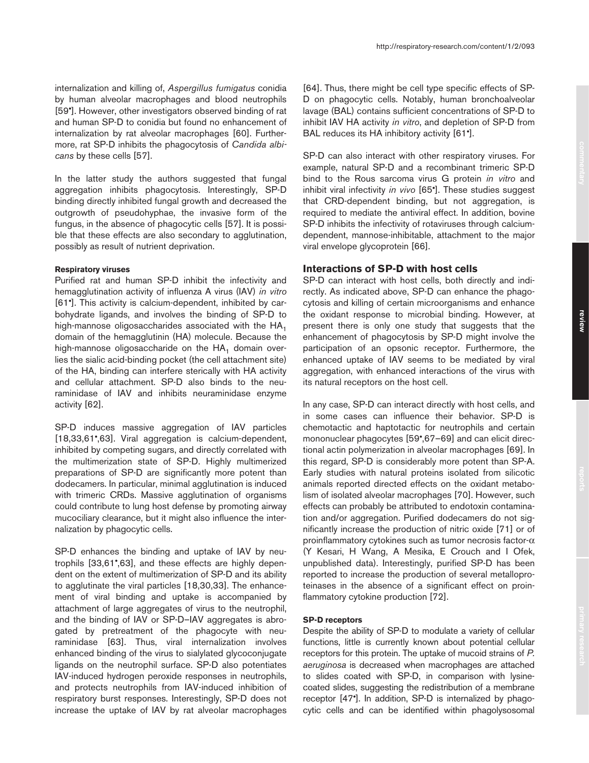internalization and killing of, *Aspergillus fumigatus* conidia by human alveolar macrophages and blood neutrophils [59•]. However, other investigators observed binding of rat and human SP-D to conidia but found no enhancement of internalization by rat alveolar macrophages [60]. Furthermore, rat SP-D inhibits the phagocytosis of *Candida albicans* by these cells [57].

In the latter study the authors suggested that fungal aggregation inhibits phagocytosis. Interestingly, SP-D binding directly inhibited fungal growth and decreased the outgrowth of pseudohyphae, the invasive form of the fungus, in the absence of phagocytic cells [57]. It is possible that these effects are also secondary to agglutination, possibly as result of nutrient deprivation.

#### Respiratory viruses

Purified rat and human SP-D inhibit the infectivity and hemagglutination activity of influenza A virus (IAV) *in vitro* [61•]. This activity is calcium-dependent, inhibited by carbohydrate ligands, and involves the binding of SP-D to high-mannose oligosaccharides associated with the $HA_1$ domain of the hemagglutinin (HA) molecule. Because the high-mannose oligosaccharide on the $HA_1$ domain overlies the sialic acid-binding pocket (the cell attachment site) of the HA, binding can interfere sterically with HA activity and cellular attachment. SP-D also binds to the neuraminidase of IAV and inhibits neuraminidase enzyme activity [62].

SP-D induces massive aggregation of IAV particles [18,33,61•,63]. Viral aggregation is calcium-dependent, inhibited by competing sugars, and directly correlated with the multimerization state of SP-D. Highly multimerized preparations of SP-D are significantly more potent than dodecamers. In particular, minimal agglutination is induced with trimeric CRDs. Massive agglutination of organisms could contribute to lung host defense by promoting airway mucociliary clearance, but it might also influence the internalization by phagocytic cells.

SP-D enhances the binding and uptake of IAV by neutrophils [33,61•,63], and these effects are highly dependent on the extent of multimerization of SP-D and its ability to agglutinate the viral particles [18,30,33]. The enhancement of viral binding and uptake is accompanied by attachment of large aggregates of virus to the neutrophil, and the binding of IAV or SP-D–IAV aggregates is abrogated by pretreatment of the phagocyte with neuraminidase [63]. Thus, viral internalization involves enhanced binding of the virus to sialylated glycoconjugate ligands on the neutrophil surface. SP-D also potentiates IAV-induced hydrogen peroxide responses in neutrophils, and protects neutrophils from IAV-induced inhibition of respiratory burst responses. Interestingly, SP-D does not increase the uptake of IAV by rat alveolar macrophages [64]. Thus, there might be cell type specific effects of SP-D on phagocytic cells. Notably, human bronchoalveolar lavage (BAL) contains sufficient concentrations of SP-D to inhibit IAV HA activity *in vitro*, and depletion of SP-D from BAL reduces its HA inhibitory activity [61•].

SP-D can also interact with other respiratory viruses. For example, natural SP-D and a recombinant trimeric SP-D bind to the Rous sarcoma virus G protein *in vitro* and inhibit viral infectivity *in vivo* [65•]. These studies suggest that CRD-dependent binding, but not aggregation, is required to mediate the antiviral effect. In addition, bovine SP-D inhibits the infectivity of rotaviruses through calcium-dependent, mannose-inhibitable, attachment to the major viral envelope glycoprotein [66].

### Interactions of SP-D with host cells

SP-D can interact with host cells, both directly and indirectly. As indicated above, SP-D can enhance the phagocytosis and killing of certain microorganisms and enhance the oxidant response to microbial binding. However, at present there is only one study that suggests that the enhancement of phagocytosis by SP-D might involve the participation of an opsonic receptor. Furthermore, the enhanced uptake of IAV seems to be mediated by viral aggregation, with enhanced interactions of the virus with its natural receptors on the host cell.

In any case, SP-D can interact directly with host cells, and in some cases can influence their behavior. SP-D is chemotactic and haptotactic for neutrophils and certain mononuclear phagocytes [59•,67–69] and can elicit directional actin polymerization in alveolar macrophages [69]. In this regard, SP-D is considerably more potent than SP-A. Early studies with natural proteins isolated from silicotic animals reported directed effects on the oxidant metabolism of isolated alveolar macrophages [70]. However, such effects can probably be attributed to endotoxin contamination and/or aggregation. Purified dodecamers do not significantly increase the production of nitric oxide [71] or of proinflammatory cytokines such as tumor necrosis factor-$\alpha$ (Y Kesari, H Wang, A Mesika, E Crouch and I Ofek, unpublished data). Interestingly, purified SP-D has been reported to increase the production of several metalloproteinases in the absence of a significant effect on proinflammatory cytokine production [72].

#### SP-D receptors

Despite the ability of SP-D to modulate a variety of cellular functions, little is currently known about potential cellular receptors for this protein. The uptake of mucoid strains of *P. aeruginosa* is decreased when macrophages are attached to slides coated with SP-D, in comparison with lysine-coated slides, suggesting the redistribution of a membrane receptor [47•]. In addition, SP-D is internalized by phagocytic cells and can be identified within phagolysosomal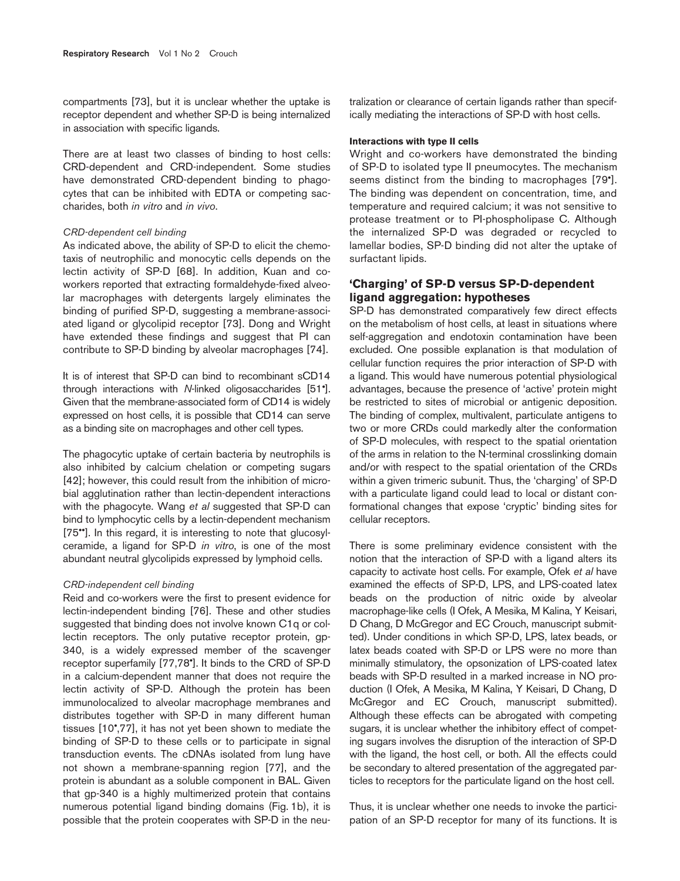compartments [73], but it is unclear whether the uptake is receptor dependent and whether SP-D is being internalized in association with specific ligands.

There are at least two classes of binding to host cells: CRD-dependent and CRD-independent. Some studies have demonstrated CRD-dependent binding to phagocytes that can be inhibited with EDTA or competing saccharides, both *in vitro* and *in vivo*.

#### *CRD-dependent cell binding*

As indicated above, the ability of SP-D to elicit the chemotaxis of neutrophilic and monocytic cells depends on the lectin activity of SP-D [68]. In addition, Kuan and co-workers reported that extracting formaldehyde-fixed alveolar macrophages with detergents largely eliminates the binding of purified SP-D, suggesting a membrane-associated ligand or glycolipid receptor [73]. Dong and Wright have extended these findings and suggest that PI can contribute to SP-D binding by alveolar macrophages [74].

It is of interest that SP-D can bind to recombinant sCD14 through interactions with *N*-linked oligosaccharides [51•]. Given that the membrane-associated form of CD14 is widely expressed on host cells, it is possible that CD14 can serve as a binding site on macrophages and other cell types.

The phagocytic uptake of certain bacteria by neutrophils is also inhibited by calcium chelation or competing sugars [42]; however, this could result from the inhibition of microbial agglutination rather than lectin-dependent interactions with the phagocyte. Wang *et al* suggested that SP-D can bind to lymphocytic cells by a lectin-dependent mechanism [75••]. In this regard, it is interesting to note that glucosylceramide, a ligand for SP-D *in vitro*, is one of the most abundant neutral glycolipids expressed by lymphoid cells.

#### *CRD-independent cell binding*

Reid and co-workers were the first to present evidence for lectin-independent binding [76]. These and other studies suggested that binding does not involve known C1q or collectin receptors. The only putative receptor protein, gp-340, is a widely expressed member of the scavenger receptor superfamily [77,78•]. It binds to the CRD of SP-D in a calcium-dependent manner that does not require the lectin activity of SP-D. Although the protein has been immunolocalized to alveolar macrophage membranes and distributes together with SP-D in many different human tissues [10•,77], it has not yet been shown to mediate the binding of SP-D to these cells or to participate in signal transduction events. The cDNAs isolated from lung have not shown a membrane-spanning region [77], and the protein is abundant as a soluble component in BAL. Given that gp-340 is a highly multimerized protein that contains numerous potential ligand binding domains (Fig. 1b), it is possible that the protein cooperates with SP-D in the neutralization or clearance of certain ligands rather than specifically mediating the interactions of SP-D with host cells.

#### **Interactions with type II cells**

Wright and co-workers have demonstrated the binding of SP-D to isolated type II pneumocytes. The mechanism seems distinct from the binding to macrophages [79•]. The binding was dependent on concentration, time, and temperature and required calcium; it was not sensitive to protease treatment or to PI-phospholipase C. Although the internalized SP-D was degraded or recycled to lamellar bodies, SP-D binding did not alter the uptake of surfactant lipids.

## 'Charging' of SP-D versus SP-D-dependent ligand aggregation: hypotheses

SP-D has demonstrated comparatively few direct effects on the metabolism of host cells, at least in situations where self-aggregation and endotoxin contamination have been excluded. One possible explanation is that modulation of cellular function requires the prior interaction of SP-D with a ligand. This would have numerous potential physiological advantages, because the presence of 'active' protein might be restricted to sites of microbial or antigenic deposition. The binding of complex, multivalent, particulate antigens to two or more CRDs could markedly alter the conformation of SP-D molecules, with respect to the spatial orientation of the arms in relation to the N-terminal crosslinking domain and/or with respect to the spatial orientation of the CRDs within a given trimeric subunit. Thus, the 'charging' of SP-D with a particulate ligand could lead to local or distant conformational changes that expose 'cryptic' binding sites for cellular receptors.

There is some preliminary evidence consistent with the notion that the interaction of SP-D with a ligand alters its capacity to activate host cells. For example, Ofek *et al* have examined the effects of SP-D, LPS, and LPS-coated latex beads on the production of nitric oxide by alveolar macrophage-like cells (I Ofek, A Mesika, M Kalina, Y Keisari, D Chang, D McGregor and EC Crouch, manuscript submitted). Under conditions in which SP-D, LPS, latex beads, or latex beads coated with SP-D or LPS were no more than minimally stimulatory, the opsonization of LPS-coated latex beads with SP-D resulted in a marked increase in NO production (I Ofek, A Mesika, M Kalina, Y Keisari, D Chang, D McGregor and EC Crouch, manuscript submitted). Although these effects can be abrogated with competing sugars, it is unclear whether the inhibitory effect of competing sugars involves the disruption of the interaction of SP-D with the ligand, the host cell, or both. All the effects could be secondary to altered presentation of the aggregated particles to receptors for the particulate ligand on the host cell.

Thus, it is unclear whether one needs to invoke the participation of an SP-D receptor for many of its functions. It is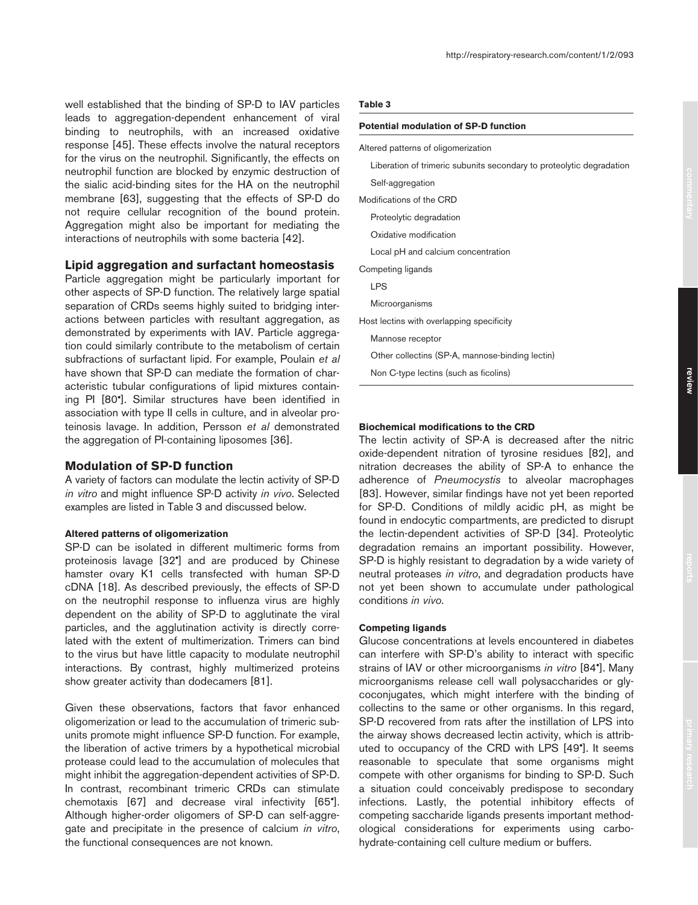well established that the binding of SP-D to IAV particles leads to aggregation-dependent enhancement of viral binding to neutrophils, with an increased oxidative response [45]. These effects involve the natural receptors for the virus on the neutrophil. Significantly, the effects on neutrophil function are blocked by enzymic destruction of the sialic acid-binding sites for the HA on the neutrophil membrane [63], suggesting that the effects of SP-D do not require cellular recognition of the bound protein. Aggregation might also be important for mediating the interactions of neutrophils with some bacteria [42].

## Lipid aggregation and surfactant homeostasis

Particle aggregation might be particularly important for other aspects of SP-D function. The relatively large spatial separation of CRDs seems highly suited to bridging interactions between particles with resultant aggregation, as demonstrated by experiments with IAV. Particle aggregation could similarly contribute to the metabolism of certain subfractions of surfactant lipid. For example, Poulain *et al* have shown that SP-D can mediate the formation of characteristic tubular configurations of lipid mixtures containing PI [80•]. Similar structures have been identified in association with type II cells in culture, and in alveolar proteinosis lavage. In addition, Persson *et al* demonstrated the aggregation of PI-containing liposomes [36].

## Modulation of SP-D function

A variety of factors can modulate the lectin activity of SP-D *in vitro* and might influence SP-D activity *in vivo*. Selected examples are listed in Table 3 and discussed below.

#### Altered patterns of oligomerization

SP-D can be isolated in different multimeric forms from proteinosis lavage [32•] and are produced by Chinese hamster ovary K1 cells transfected with human SP-D cDNA [18]. As described previously, the effects of SP-D on the neutrophil response to influenza virus are highly dependent on the ability of SP-D to agglutinate the viral particles, and the agglutination activity is directly correlated with the extent of multimerization. Trimers can bind to the virus but have little capacity to modulate neutrophil interactions. By contrast, highly multimerized proteins show greater activity than dodecamers [81].

Given these observations, factors that favor enhanced oligomerization or lead to the accumulation of trimeric subunits promote might influence SP-D function. For example, the liberation of active trimers by a hypothetical microbial protease could lead to the accumulation of molecules that might inhibit the aggregation-dependent activities of SP-D. In contrast, recombinant trimeric CRDs can stimulate chemotaxis [67] and decrease viral infectivity [65•]. Although higher-order oligomers of SP-D can self-aggregate and precipitate in the presence of calcium *in vitro*, the functional consequences are not known.

**Table 3**

| **Potential modulation of SP-D function** |
|---|
| Altered patterns of oligomerization |
| Liberation of trimeric subunits secondary to proteolytic degradation |
| Self-aggregation |
| Modifications of the CRD |
| Proteolytic degradation |
| Oxidative modification |
| Local pH and calcium concentration |
| Competing ligands |
| LPS |
| Microorganisms |
| Host lectins with overlapping specificity |
| Mannose receptor |
| Other collectins (SP-A, mannose-binding lectin) |
| Non C-type lectins (such as ficolins) |

#### Biochemical modifications to the CRD

The lectin activity of SP-A is decreased after the nitric oxide-dependent nitration of tyrosine residues [82], and nitration decreases the ability of SP-A to enhance the adherence of *Pneumocystis* to alveolar macrophages [83]. However, similar findings have not yet been reported for SP-D. Conditions of mildly acidic pH, as might be found in endocytic compartments, are predicted to disrupt the lectin-dependent activities of SP-D [34]. Proteolytic degradation remains an important possibility. However, SP-D is highly resistant to degradation by a wide variety of neutral proteases *in vitro*, and degradation products have not yet been shown to accumulate under pathological conditions *in vivo*.

#### Competing ligands

Glucose concentrations at levels encountered in diabetes can interfere with SP-D's ability to interact with specific strains of IAV or other microorganisms *in vitro* [84•]. Many microorganisms release cell wall polysaccharides or glycoconjugates, which might interfere with the binding of collectins to the same or other organisms. In this regard, SP-D recovered from rats after the instillation of LPS into the airway shows decreased lectin activity, which is attributed to occupancy of the CRD with LPS [49•]. It seems reasonable to speculate that some organisms might compete with other organisms for binding to SP-D. Such a situation could conceivably predispose to secondary infections. Lastly, the potential inhibitory effects of competing saccharide ligands presents important methodological considerations for experiments using carbohydrate-containing cell culture medium or buffers.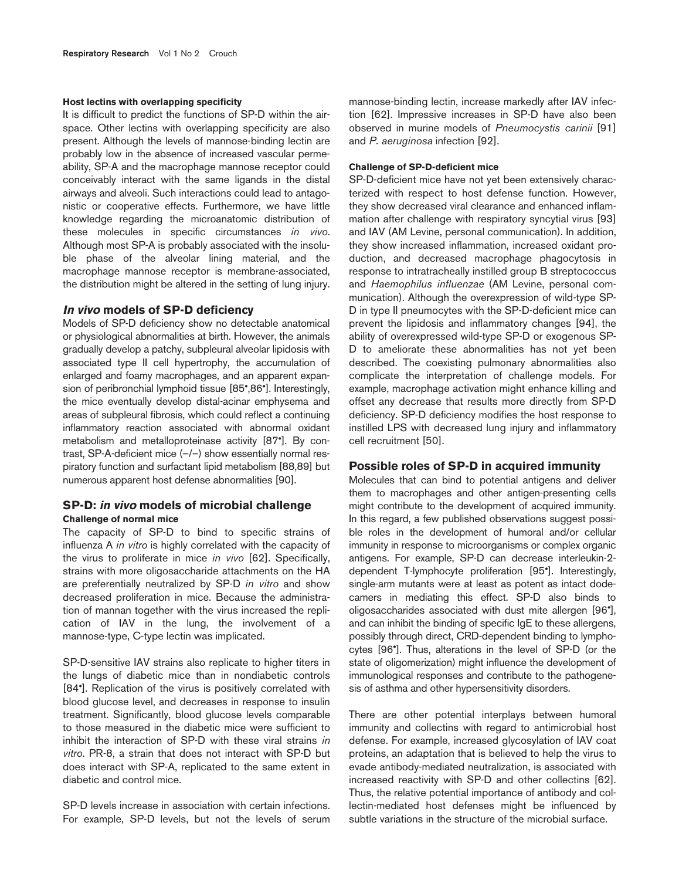#### Host lectins with overlapping specificity

It is difficult to predict the functions of SP-D within the airspace. Other lectins with overlapping specificity are also present. Although the levels of mannose-binding lectin are probably low in the absence of increased vascular permeability, SP-A and the macrophage mannose receptor could conceivably interact with the same ligands in the distal airways and alveoli. Such interactions could lead to antagonistic or cooperative effects. Furthermore, we have little knowledge regarding the microanatomic distribution of these molecules in specific circumstances *in vivo*. Although most SP-A is probably associated with the insoluble phase of the alveolar lining material, and the macrophage mannose receptor is membrane-associated, the distribution might be altered in the setting of lung injury.

## *In vivo* models of SP-D deficiency

Models of SP-D deficiency show no detectable anatomical or physiological abnormalities at birth. However, the animals gradually develop a patchy, subpleural alveolar lipidosis with associated type II cell hypertrophy, the accumulation of enlarged and foamy macrophages, and an apparent expansion of peribronchial lymphoid tissue [85•,86•]. Interestingly, the mice eventually develop distal-acinar emphysema and areas of subpleural fibrosis, which could reflect a continuing inflammatory reaction associated with abnormal oxidant metabolism and metalloproteinase activity [87•]. By contrast, SP-A-deficient mice (–/–) show essentially normal respiratory function and surfactant lipid metabolism [88,89] but numerous apparent host defense abnormalities [90].

## SP-D: *in vivo* models of microbial challenge

#### Challenge of normal mice

The capacity of SP-D to bind to specific strains of influenza A *in vitro* is highly correlated with the capacity of the virus to proliferate in mice *in vivo* [62]. Specifically, strains with more oligosaccharide attachments on the HA are preferentially neutralized by SP-D *in vitro* and show decreased proliferation in mice. Because the administration of mannan together with the virus increased the replication of IAV in the lung, the involvement of a mannose-type, C-type lectin was implicated.

SP-D-sensitive IAV strains also replicate to higher titers in the lungs of diabetic mice than in nondiabetic controls [84•]. Replication of the virus is positively correlated with blood glucose level, and decreases in response to insulin treatment. Significantly, blood glucose levels comparable to those measured in the diabetic mice were sufficient to inhibit the interaction of SP-D with these viral strains *in vitro*. PR-8, a strain that does not interact with SP-D but does interact with SP-A, replicated to the same extent in diabetic and control mice.

SP-D levels increase in association with certain infections. For example, SP-D levels, but not the levels of serum mannose-binding lectin, increase markedly after IAV infection [62]. Impressive increases in SP-D have also been observed in murine models of *Pneumocystis carinii* [91] and *P. aeruginosa* infection [92].

#### Challenge of SP-D-deficient mice

SP-D-deficient mice have not yet been extensively characterized with respect to host defense function. However, they show decreased viral clearance and enhanced inflammation after challenge with respiratory syncytial virus [93] and IAV (AM Levine, personal communication). In addition, they show increased inflammation, increased oxidant production, and decreased macrophage phagocytosis in response to intratracheally instilled group B streptococcus and *Haemophilus influenzae* (AM Levine, personal communication). Although the overexpression of wild-type SP-D in type II pneumocytes with the SP-D-deficient mice can prevent the lipidosis and inflammatory changes [94], the ability of overexpressed wild-type SP-D or exogenous SP-D to ameliorate these abnormalities has not yet been described. The coexisting pulmonary abnormalities also complicate the interpretation of challenge models. For example, macrophage activation might enhance killing and offset any decrease that results more directly from SP-D deficiency. SP-D deficiency modifies the host response to instilled LPS with decreased lung injury and inflammatory cell recruitment [50].

## Possible roles of SP-D in acquired immunity

Molecules that can bind to potential antigens and deliver them to macrophages and other antigen-presenting cells might contribute to the development of acquired immunity. In this regard, a few published observations suggest possible roles in the development of humoral and/or cellular immunity in response to microorganisms or complex organic antigens. For example, SP-D can decrease interleukin-2-dependent T-lymphocyte proliferation [95•]. Interestingly, single-arm mutants were at least as potent as intact dodecamers in mediating this effect. SP-D also binds to oligosaccharides associated with dust mite allergen [96•], and can inhibit the binding of specific IgE to these allergens, possibly through direct, CRD-dependent binding to lymphocytes [96•]. Thus, alterations in the level of SP-D (or the state of oligomerization) might influence the development of immunological responses and contribute to the pathogenesis of asthma and other hypersensitivity disorders.

There are other potential interplays between humoral immunity and collectins with regard to antimicrobial host defense. For example, increased glycosylation of IAV coat proteins, an adaptation that is believed to help the virus to evade antibody-mediated neutralization, is associated with increased reactivity with SP-D and other collectins [62]. Thus, the relative potential importance of antibody and collectin-mediated host defenses might be influenced by subtle variations in the structure of the microbial surface.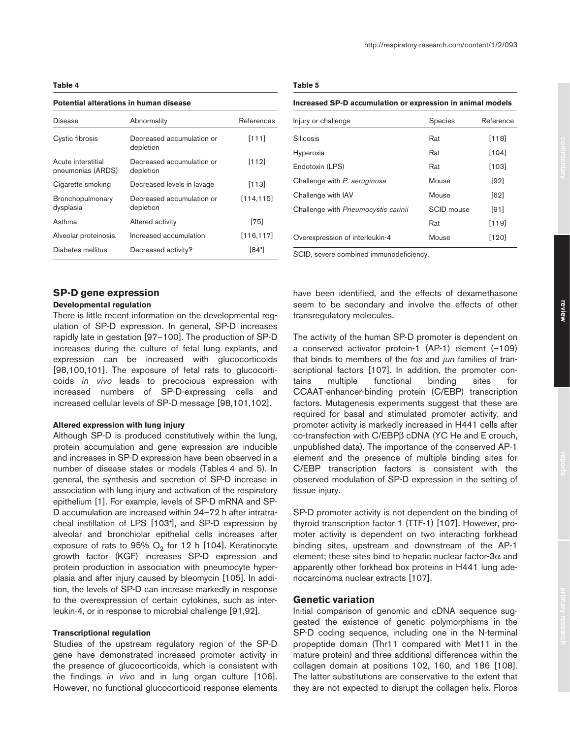**Table 4**

**Potential alterations in human disease**

| Disease | Abnormality | References |
|---|---|---|
| Cystic fibrosis | Decreased accumulation or depletion | [111] |
| Acute interstitial pneumonias (ARDS) | Decreased accumulation or depletion | [112] |
| Cigarette smoking | Decreased levels in lavage | [113] |
| Bronchopulmonary dysplasia | Decreased accumulation or depletion | [114,115] |
| Asthma | Altered activity | [75] |
| Alveolar proteinosis. | Increased accumulation | [116,117] |
| Diabetes mellitus | Decreased activity? | [84•] |

**Table 5**

**Increased SP-D accumulation or expression in animal models**

| Injury or challenge | Species | Reference |
|---|---|---|
| Silicosis | Rat | [118] |
| Hyperoxia | Rat | [104] |
| Endotoxin (LPS) | Rat | [103] |
| Challenge with *P. aeruginosa* | Mouse | [92] |
| Challenge with IAV | Mouse | [62] |
| Challenge with *Pneumocystis carinii* | SCID mouse | [91] |
| | Rat | [119] |
| Overexpression of interleukin-4 | Mouse | [120] |

SCID, severe combined immunodeficiency.

## SP-D gene expression

### Developmental regulation

There is little recent information on the developmental regulation of SP-D expression. In general, SP-D increases rapidly late in gestation [97–100]. The production of SP-D increases during the culture of fetal lung explants, and expression can be increased with glucocorticoids [98,100,101]. The exposure of fetal rats to glucocorticoids *in vivo* leads to precocious expression with increased numbers of SP-D-expressing cells and increased cellular levels of SP-D message [98,101,102].

### Altered expression with lung injury

Although SP-D is produced constitutively within the lung, protein accumulation and gene expression are inducible and increases in SP-D expression have been observed in a number of disease states or models (Tables 4 and 5). In general, the synthesis and secretion of SP-D increase in association with lung injury and activation of the respiratory epithelium [1]. For example, levels of SP-D mRNA and SP-D accumulation are increased within 24–72 h after intratracheal instillation of LPS [103•], and SP-D expression by alveolar and bronchiolar epithelial cells increases after exposure of rats to 95% $O_2$ for 12 h [104]. Keratinocyte growth factor (KGF) increases SP-D expression and protein production in association with pneumocyte hyperplasia and after injury caused by bleomycin [105]. In addition, the levels of SP-D can increase markedly in response to the overexpression of certain cytokines, such as interleukin-4, or in response to microbial challenge [91,92].

### Transcriptional regulation

Studies of the upstream regulatory region of the SP-D gene have demonstrated increased promoter activity in the presence of glucocorticoids, which is consistent with the findings *in vivo* and in lung organ culture [106]. However, no functional glucocorticoid response elements have been identified, and the effects of dexamethasone seem to be secondary and involve the effects of other transregulatory molecules.

The activity of the human SP-D promoter is dependent on a conserved activator protein-1 (AP-1) element (–109) that binds to members of the *fos* and *jun* families of transcriptional factors [107]. In addition, the promoter contains multiple functional binding sites for CCAAT-enhancer-binding protein (C/EBP) transcription factors. Mutagenesis experiments suggest that these are required for basal and stimulated promoter activity, and promoter activity is markedly increased in H441 cells after co-transfection with C/EBPβ cDNA (YC He and E crouch, unpublished data). The importance of the conserved AP-1 element and the presence of multiple binding sites for C/EBP transcription factors is consistent with the observed modulation of SP-D expression in the setting of tissue injury.

SP-D promoter activity is not dependent on the binding of thyroid transcription factor 1 (TTF-1) [107]. However, promoter activity is dependent on two interacting forkhead binding sites, upstream and downstream of the AP-1 element; these sites bind to hepatic nuclear factor-3$\alpha$ and apparently other forkhead box proteins in H441 lung adenocarcinoma nuclear extracts [107].

## Genetic variation

Initial comparison of genomic and cDNA sequence suggested the existence of genetic polymorphisms in the SP-D coding sequence, including one in the N-terminal propeptide domain (Thr11 compared with Met11 in the mature protein) and three additional differences within the collagen domain at positions 102, 160, and 186 [108]. The latter substitutions are conservative to the extent that they are not expected to disrupt the collagen helix. Floros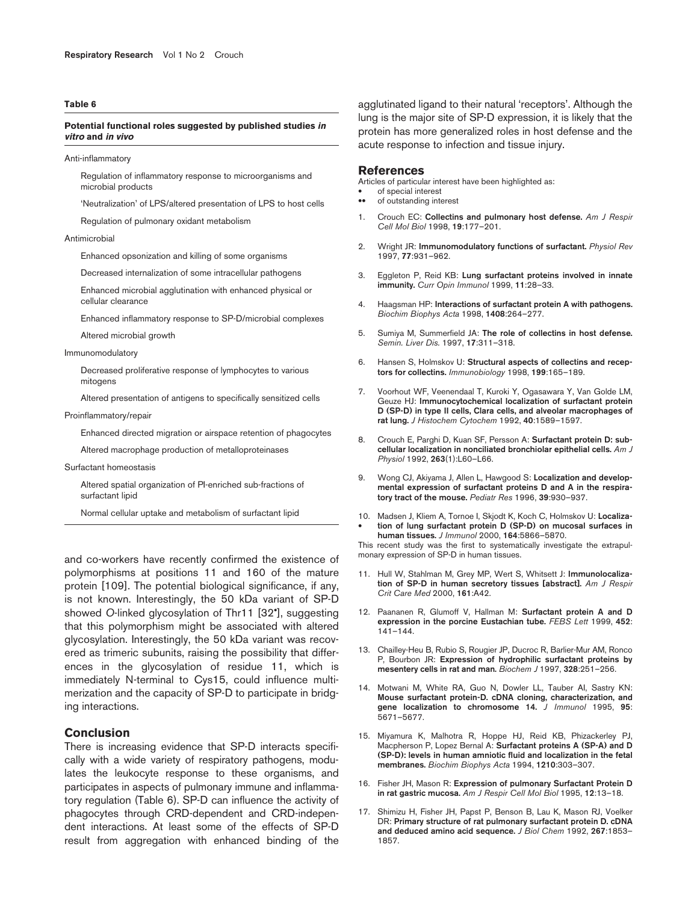**Table 6**

**Potential functional roles suggested by published studies *in vitro* and *in vivo***

| |
|---|
| Anti-inflammatory |
| Regulation of inflammatory response to microorganisms and microbial products |
| 'Neutralization' of LPS/altered presentation of LPS to host cells |
| Regulation of pulmonary oxidant metabolism |
| Antimicrobial |
| Enhanced opsonization and killing of some organisms |
| Decreased internalization of some intracellular pathogens |
| Enhanced microbial agglutination with enhanced physical or cellular clearance |
| Enhanced inflammatory response to SP-D/microbial complexes |
| Altered microbial growth |
| Immunomodulatory |
| Decreased proliferative response of lymphocytes to various mitogens |
| Altered presentation of antigens to specifically sensitized cells |
| Proinflammatory/repair |
| Enhanced directed migration or airspace retention of phagocytes |
| Altered macrophage production of metalloproteinases |
| Surfactant homeostasis |
| Altered spatial organization of PI-enriched sub-fractions of surfactant lipid |
| Normal cellular uptake and metabolism of surfactant lipid |

and co-workers have recently confirmed the existence of polymorphisms at positions 11 and 160 of the mature protein [109]. The potential biological significance, if any, is not known. Interestingly, the 50 kDa variant of SP-D showed *O*-linked glycosylation of Thr11 [32•], suggesting that this polymorphism might be associated with altered glycosylation. Interestingly, the 50 kDa variant was recovered as trimeric subunits, raising the possibility that differences in the glycosylation of residue 11, which is immediately N-terminal to Cys15, could influence multimerization and the capacity of SP-D to participate in bridging interactions.

## Conclusion

There is increasing evidence that SP-D interacts specifically with a wide variety of respiratory pathogens, modulates the leukocyte response to these organisms, and participates in aspects of pulmonary immune and inflammatory regulation (Table 6). SP-D can influence the activity of phagocytes through CRD-dependent and CRD-independent interactions. At least some of the effects of SP-D result from aggregation with enhanced binding of the agglutinated ligand to their natural 'receptors'. Although the lung is the major site of SP-D expression, it is likely that the protein has more generalized roles in host defense and the acute response to infection and tissue injury.

## References

Articles of particular interest have been highlighted as:
- • of special interest
- •• of outstanding interest

1. Crouch EC: **Collectins and pulmonary host defense.** *Am J Respir Cell Mol Biol* 1998, **19**:177–201.
2. Wright JR: **Immunomodulatory functions of surfactant.** *Physiol Rev* 1997, **77**:931–962.
3. Eggleton P, Reid KB: **Lung surfactant proteins involved in innate immunity.** *Curr Opin Immunol* 1999, **11**:28–33.
4. Haagsman HP: **Interactions of surfactant protein A with pathogens.** *Biochim Biophys Acta* 1998, **1408**:264–277.
5. Sumiya M, Summerfield JA: **The role of collectins in host defense.** *Semin. Liver Dis.* 1997, **17**:311–318.
6. Hansen S, Holmskov U: **Structural aspects of collectins and receptors for collectins.** *Immunobiology* 1998, **199**:165–189.
7. Voorhout WF, Veenendaal T, Kuroki Y, Ogasawara Y, Van Golde LM, Geuze HJ: **Immunocytochemical localization of surfactant protein D (SP-D) in type II cells, Clara cells, and alveolar macrophages of rat lung.** *J Histochem Cytochem* 1992, **40**:1589–1597.
8. Crouch E, Parghi D, Kuan SF, Persson A: **Surfactant protein D: subcellular localization in nonciliated bronchiolar epithelial cells.** *Am J Physiol* 1992, **263**(1):L60–L66.
9. Wong CJ, Akiyama J, Allen L, Hawgood S: **Localization and developmental expression of surfactant proteins D and A in the respiratory tract of the mouse.** *Pediatr Res* 1996, **39**:930–937.
10. • Madsen J, Kliem A, Tornoe I, Skjodt K, Koch C, Holmskov U: **Localization of lung surfactant protein D (SP-D) on mucosal surfaces in human tissues.** *J Immunol* 2000, **164**:5866–5870.
This recent study was the first to systematically investigate the extrapulmonary expression of SP-D in human tissues.
11. Hull W, Stahlman M, Grey MP, Wert S, Whitsett J: **Immunolocalization of SP-D in human secretory tissues [abstract].** *Am J Respir Crit Care Med* 2000, **161**:A42.
12. Paananen R, Glumoff V, Hallman M: **Surfactant protein A and D expression in the porcine Eustachian tube.** *FEBS Lett* 1999, **452**: 141–144.
13. Chailley-Heu B, Rubio S, Rougier JP, Ducroc R, Barlier-Mur AM, Ronco P, Bourbon JR: **Expression of hydrophilic surfactant proteins by mesentery cells in rat and man.** *Biochem J* 1997, **328**:251–256.
14. Motwani M, White RA, Guo N, Dowler LL, Tauber AI, Sastry KN: **Mouse surfactant protein-D. cDNA cloning, characterization, and gene localization to chromosome 14.** *J Immunol* 1995, **95**: 5671–5677.
15. Miyamura K, Malhotra R, Hoppe HJ, Reid KB, Phizackerley PJ, Macpherson P, Lopez Bernal A: **Surfactant proteins A (SP-A) and D (SP-D): levels in human amniotic fluid and localization in the fetal membranes.** *Biochim Biophys Acta* 1994, **1210**:303–307.
16. Fisher JH, Mason R: **Expression of pulmonary Surfactant Protein D in rat gastric mucosa.** *Am J Respir Cell Mol Biol* 1995, **12**:13–18.
17. Shimizu H, Fisher JH, Papst P, Benson B, Lau K, Mason RJ, Voelker DR: **Primary structure of rat pulmonary surfactant protein D. cDNA and deduced amino acid sequence.** *J Biol Chem* 1992, **267**:1853–1857.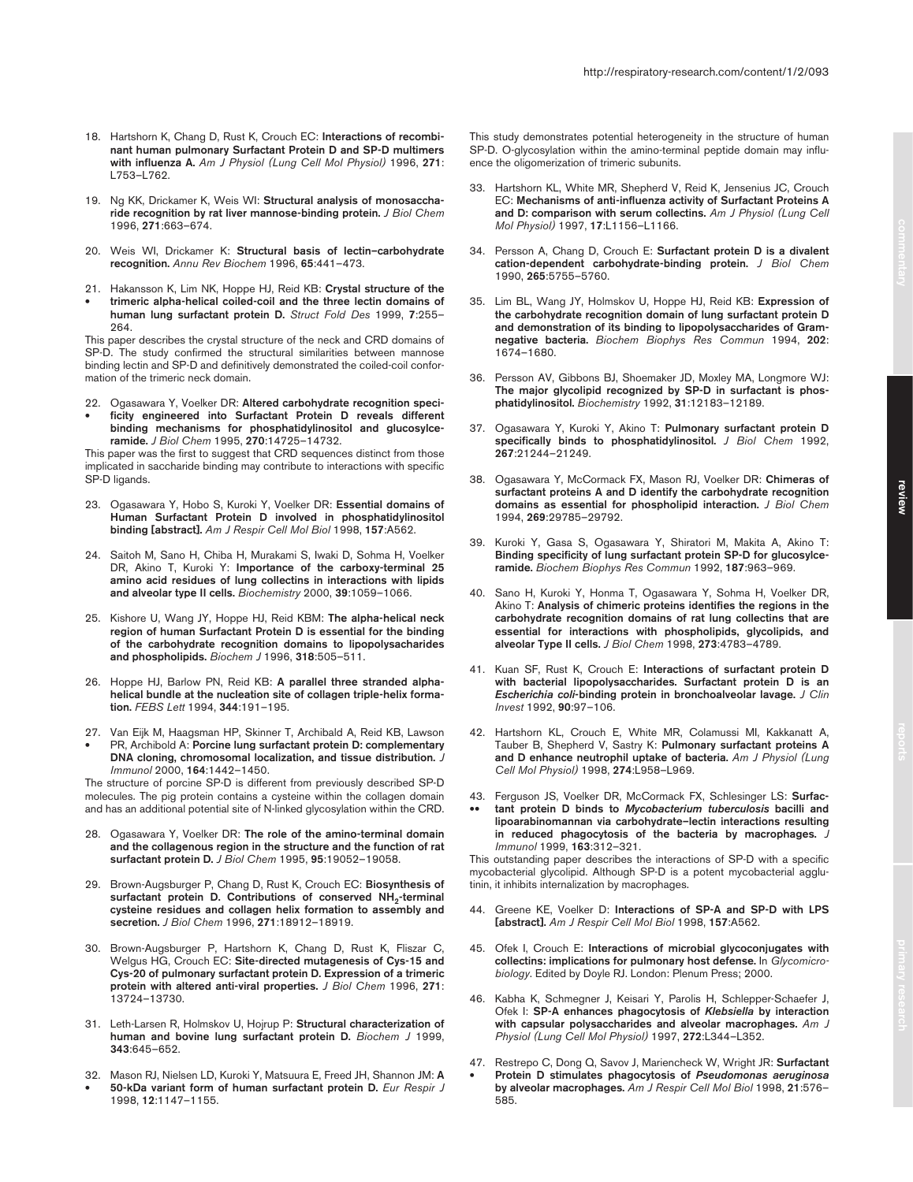18. Hartshorn K, Chang D, Rust K, Crouch EC: **Interactions of recombinant human pulmonary Surfactant Protein D and SP-D multimers with influenza A.** *Am J Physiol (Lung Cell Mol Physiol)* 1996, **271**: L753–L762.

19. Ng KK, Drickamer K, Weis WI: **Structural analysis of monosaccharide recognition by rat liver mannose-binding protein.** *J Biol Chem* 1996, **271**:663–674.

20. Weis WI, Drickamer K: **Structural basis of lectin–carbohydrate recognition.** *Annu Rev Biochem* 1996, **65**:441–473.

21. • Hakansson K, Lim NK, Hoppe HJ, Reid KB: **Crystal structure of the trimeric alpha-helical coiled-coil and the three lectin domains of human lung surfactant protein D.** *Struct Fold Des* 1999, **7**:255–264.

This paper describes the crystal structure of the neck and CRD domains of SP-D. The study confirmed the structural similarities between mannose binding lectin and SP-D and definitively demonstrated the coiled-coil conformation of the trimeric neck domain.

22. • Ogasawara Y, Voelker DR: **Altered carbohydrate recognition specificity engineered into Surfactant Protein D reveals different binding mechanisms for phosphatidylinositol and glucosylceramide.** *J Biol Chem* 1995, **270**:14725–14732.

This paper was the first to suggest that CRD sequences distinct from those implicated in saccharide binding may contribute to interactions with specific SP-D ligands.

23. Ogasawara Y, Hobo S, Kuroki Y, Voelker DR: **Essential domains of Human Surfactant Protein D involved in phosphatidylinositol binding [abstract].** *Am J Respir Cell Mol Biol* 1998, **157**:A562.

24. Saitoh M, Sano H, Chiba H, Murakami S, Iwaki D, Sohma H, Voelker DR, Akino T, Kuroki Y: **Importance of the carboxy-terminal 25 amino acid residues of lung collectins in interactions with lipids and alveolar type II cells.** *Biochemistry* 2000, **39**:1059–1066.

25. Kishore U, Wang JY, Hoppe HJ, Reid KBM: **The alpha-helical neck region of human Surfactant Protein D is essential for the binding of the carbohydrate recognition domains to lipopolysacharides and phospholipids.** *Biochem J* 1996, **318**:505–511.

26. Hoppe HJ, Barlow PN, Reid KB: **A parallel three stranded alpha-helical bundle at the nucleation site of collagen triple-helix formation.** *FEBS Lett* 1994, **344**:191–195.

27. • Van Eijk M, Haagsman HP, Skinner T, Archibald A, Reid KB, Lawson PR, Archibold A: **Porcine lung surfactant protein D: complementary DNA cloning, chromosomal localization, and tissue distribution.** *J Immunol* 2000, **164**:1442–1450.

The structure of porcine SP-D is different from previously described SP-D molecules. The pig protein contains a cysteine within the collagen domain and has an additional potential site of N-linked glycosylation within the CRD.

28. Ogasawara Y, Voelker DR: **The role of the amino-terminal domain and the collagenous region in the structure and the function of rat surfactant protein D.** *J Biol Chem* 1995, **95**:19052–19058.

29. Brown-Augsburger P, Chang D, Rust K, Crouch EC: **Biosynthesis of surfactant protein D. Contributions of conserved $NH_2$-terminal cysteine residues and collagen helix formation to assembly and secretion.** *J Biol Chem* 1996, **271**:18912–18919.

30. Brown-Augsburger P, Hartshorn K, Chang D, Rust K, Fliszar C, Welgus HG, Crouch EC: **Site-directed mutagenesis of Cys-15 and Cys-20 of pulmonary surfactant protein D. Expression of a trimeric protein with altered anti-viral properties.** *J Biol Chem* 1996, **271**: 13724–13730.

31. Leth-Larsen R, Holmskov U, Hojrup P: **Structural characterization of human and bovine lung surfactant protein D.** *Biochem J* 1999, **343**:645–652.

32. • Mason RJ, Nielsen LD, Kuroki Y, Matsuura E, Freed JH, Shannon JM: **A 50-kDa variant form of human surfactant protein D.** *Eur Respir J* 1998, **12**:1147–1155.

This study demonstrates potential heterogeneity in the structure of human SP-D. O-glycosylation within the amino-terminal peptide domain may influence the oligomerization of trimeric subunits.

33. Hartshorn KL, White MR, Shepherd V, Reid K, Jensenius JC, Crouch EC: **Mechanisms of anti-influenza activity of Surfactant Proteins A and D: comparison with serum collectins.** *Am J Physiol (Lung Cell Mol Physiol)* 1997, **17**:L1156–L1166.

34. Persson A, Chang D, Crouch E: **Surfactant protein D is a divalent cation-dependent carbohydrate-binding protein.** *J Biol Chem* 1990, **265**:5755–5760.

35. Lim BL, Wang JY, Holmskov U, Hoppe HJ, Reid KB: **Expression of the carbohydrate recognition domain of lung surfactant protein D and demonstration of its binding to lipopolysaccharides of Gram-negative bacteria.** *Biochem Biophys Res Commun* 1994, **202**: 1674–1680.

36. Persson AV, Gibbons BJ, Shoemaker JD, Moxley MA, Longmore WJ: **The major glycolipid recognized by SP-D in surfactant is phosphatidylinositol.** *Biochemistry* 1992, **31**:12183–12189.

37. Ogasawara Y, Kuroki Y, Akino T: **Pulmonary surfactant protein D specifically binds to phosphatidylinositol.** *J Biol Chem* 1992, **267**:21244–21249.

38. Ogasawara Y, McCormack FX, Mason RJ, Voelker DR: **Chimeras of surfactant proteins A and D identify the carbohydrate recognition domains as essential for phospholipid interaction.** *J Biol Chem* 1994, **269**:29785–29792.

39. Kuroki Y, Gasa S, Ogasawara Y, Shiratori M, Makita A, Akino T: **Binding specificity of lung surfactant protein SP-D for glucosylceramide.** *Biochem Biophys Res Commun* 1992, **187**:963–969.

40. Sano H, Kuroki Y, Honma T, Ogasawara Y, Sohma H, Voelker DR, Akino T: **Analysis of chimeric proteins identifies the regions in the carbohydrate recognition domains of rat lung collectins that are essential for interactions with phospholipids, glycolipids, and alveolar Type II cells.** *J Biol Chem* 1998, **273**:4783–4789.

41. Kuan SF, Rust K, Crouch E: **Interactions of surfactant protein D with bacterial lipopolysaccharides. Surfactant protein D is an *Escherichia coli*-binding protein in bronchoalveolar lavage.** *J Clin Invest* 1992, **90**:97–106.

42. Hartshorn KL, Crouch E, White MR, Colamussi MI, Kakkanatt A, Tauber B, Shepherd V, Sastry K: **Pulmonary surfactant proteins A and D enhance neutrophil uptake of bacteria.** *Am J Physiol (Lung Cell Mol Physiol)* 1998, **274**:L958–L969.

43. •• Ferguson JS, Voelker DR, McCormack FX, Schlesinger LS: **Surfactant protein D binds to *Mycobacterium tuberculosis* bacilli and lipoarabinomannan via carbohydrate–lectin interactions resulting in reduced phagocytosis of the bacteria by macrophages.** *J Immunol* 1999, **163**:312–321.

This outstanding paper describes the interactions of SP-D with a specific mycobacterial glycolipid. Although SP-D is a potent mycobacterial agglutinin, it inhibits internalization by macrophages.

44. Greene KE, Voelker D: **Interactions of SP-A and SP-D with LPS [abstract].** *Am J Respir Cell Mol Biol* 1998, **157**:A562.

45. Ofek I, Crouch E: **Interactions of microbial glycoconjugates with collectins: implications for pulmonary host defense.** In *Glycomicrobiology*. Edited by Doyle RJ. London: Plenum Press; 2000.

46. Kabha K, Schmegner J, Keisari Y, Parolis H, Schlepper-Schaefer J, Ofek I: **SP-A enhances phagocytosis of *Klebsiella* by interaction with capsular polysaccharides and alveolar macrophages.** *Am J Physiol (Lung Cell Mol Physiol)* 1997, **272**:L344–L352.

47. • Restrepo C, Dong Q, Savov J, Mariencheck W, Wright JR: **Surfactant Protein D stimulates phagocytosis of *Pseudomonas aeruginosa* by alveolar macrophages.** *Am J Respir Cell Mol Biol* 1998, **21**:576–585.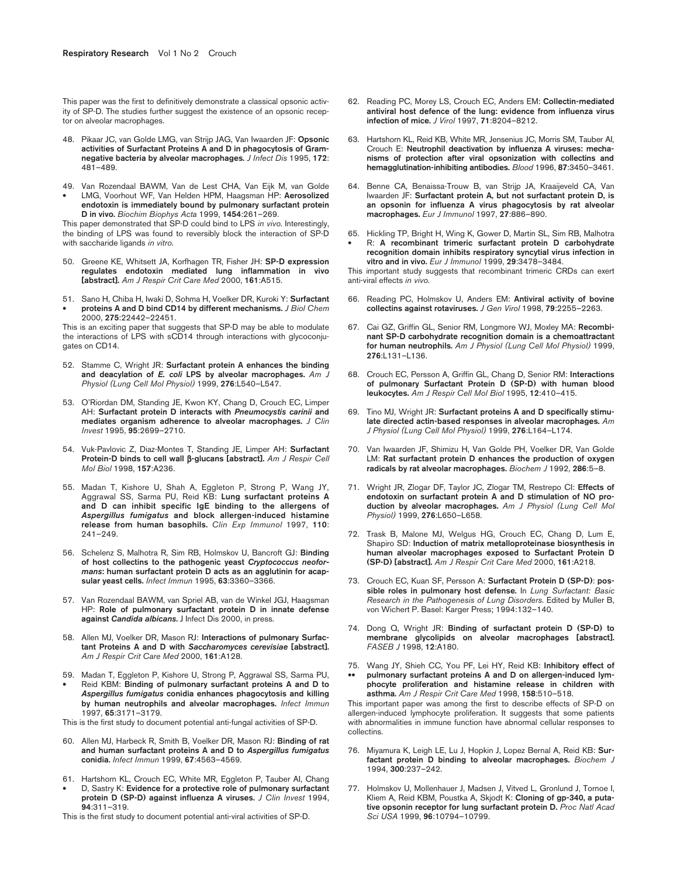This paper was the first to definitively demonstrate a classical opsonic activity of SP-D. The studies further suggest the existence of an opsonic receptor on alveolar macrophages.

48. Pikaar JC, van Golde LMG, van Strijp JAG, Van Iwaarden JF: **Opsonic activities of Surfactant Proteins A and D in phagocytosis of Gram-negative bacteria by alveolar macrophages.** *J Infect Dis* 1995, **172**: 481–489.

49. • Van Rozendaal BAWM, Van de Lest CHA, Van Eijk M, van Golde LMG, Voorhout WF, Van Helden HPM, Haagsman HP: **Aerosolized endotoxin is immediately bound by pulmonary surfactant protein D in vivo.** *Biochim Biophys Acta* 1999, **1454**:261–269.
This paper demonstrated that SP-D could bind to LPS *in vivo*. Interestingly, the binding of LPS was found to reversibly block the interaction of SP-D with saccharide ligands *in vitro*.

50. Greene KE, Whitsett JA, Korfhagen TR, Fisher JH: **SP-D expression regulates endotoxin mediated lung inflammation in vivo [abstract].** *Am J Respir Crit Care Med* 2000, **161**:A515.

51. • Sano H, Chiba H, Iwaki D, Sohma H, Voelker DR, Kuroki Y: **Surfactant proteins A and D bind CD14 by different mechanisms.** *J Biol Chem* 2000, **275**:22442–22451.
This is an exciting paper that suggests that SP-D may be able to modulate the interactions of LPS with sCD14 through interactions with glycoconjugates on CD14.

52. Stamme C, Wright JR: **Surfactant protein A enhances the binding and deacylation of *E. coli* LPS by alveolar macrophages.** *Am J Physiol (Lung Cell Mol Physiol)* 1999, **276**:L540–L547.

53. O'Riordan DM, Standing JE, Kwon KY, Chang D, Crouch EC, Limper AH: **Surfactant protein D interacts with *Pneumocystis carinii* and mediates organism adherence to alveolar macrophages.** *J Clin Invest* 1995, **95**:2699–2710.

54. Vuk-Pavlovic Z, Diaz-Montes T, Standing JE, Limper AH: **Surfactant Protein-D binds to cell wall β-glucans [abstract].** *Am J Respir Cell Mol Biol* 1998, **157**:A236.

55. Madan T, Kishore U, Shah A, Eggleton P, Strong P, Wang JY, Aggrawal SS, Sarma PU, Reid KB: **Lung surfactant proteins A and D can inhibit specific IgE binding to the allergens of *Aspergillus fumigatus* and block allergen-induced histamine release from human basophils.** *Clin Exp Immunol* 1997, **110**: 241–249.

56. Schelenz S, Malhotra R, Sim RB, Holmskov U, Bancroft GJ: **Binding of host collectins to the pathogenic yeast *Cryptococcus neoformans*: human surfactant protein D acts as an agglutinin for acapsular yeast cells.** *Infect Immun* 1995, **63**:3360–3366.

57. Van Rozendaal BAWM, van Spriel AB, van de Winkel JGJ, Haagsman HP: **Role of pulmonary surfactant protein D in innate defense against *Candida albicans*.** J Infect Dis 2000, in press.

58. Allen MJ, Voelker DR, Mason RJ: **Interactions of pulmonary Surfactant Proteins A and D with *Saccharomyces cerevisiae* [abstract].** *Am J Respir Crit Care Med* 2000, **161**:A128.

59. • Madan T, Eggleton P, Kishore U, Strong P, Aggrawal SS, Sarma PU, Reid KBM: **Binding of pulmonary surfactant proteins A and D to *Aspergillus fumigatus* conidia enhances phagocytosis and killing by human neutrophils and alveolar macrophages.** *Infect Immun* 1997, **65**:3171–3179.
This is the first study to document potential anti-fungal activities of SP-D.

60. Allen MJ, Harbeck R, Smith B, Voelker DR, Mason RJ: **Binding of rat and human surfactant proteins A and D to *Aspergillus fumigatus* conidia.** *Infect Immun* 1999, **67**:4563–4569.

61. • Hartshorn KL, Crouch EC, White MR, Eggleton P, Tauber AI, Chang D, Sastry K: **Evidence for a protective role of pulmonary surfactant protein D (SP-D) against influenza A viruses.** *J Clin Invest* 1994, **94**:311–319.
This is the first study to document potential anti-viral activities of SP-D.

62. Reading PC, Morey LS, Crouch EC, Anders EM: **Collectin-mediated antiviral host defence of the lung: evidence from influenza virus infection of mice.** *J Virol* 1997, **71**:8204–8212.

63. Hartshorn KL, Reid KB, White MR, Jensenius JC, Morris SM, Tauber AI, Crouch E: **Neutrophil deactivation by influenza A viruses: mechanisms of protection after viral opsonization with collectins and hemagglutination-inhibiting antibodies.** *Blood* 1996, **87**:3450–3461.

64. Benne CA, Benaissa-Trouw B, van Strijp JA, Kraaijeveld CA, Van Iwaarden JF: **Surfactant protein A, but not surfactant protein D, is an opsonin for influenza A virus phagocytosis by rat alveolar macrophages.** *Eur J Immunol* 1997, **27**:886–890.

65. • Hickling TP, Bright H, Wing K, Gower D, Martin SL, Sim RB, Malhotra R: **A recombinant trimeric surfactant protein D carbohydrate recognition domain inhibits respiratory syncytial virus infection in vitro and in vivo.** *Eur J Immunol* 1999, **29**:3478–3484.
This important study suggests that recombinant trimeric CRDs can exert anti-viral effects *in vivo*.

66. Reading PC, Holmskov U, Anders EM: **Antiviral activity of bovine collectins against rotaviruses.** *J Gen Virol* 1998, **79**:2255–2263.

67. Cai GZ, Griffin GL, Senior RM, Longmore WJ, Moxley MA: **Recombinant SP-D carbohydrate recognition domain is a chemoattractant for human neutrophils.** *Am J Physiol (Lung Cell Mol Physiol)* 1999, **276**:L131–L136.

68. Crouch EC, Persson A, Griffin GL, Chang D, Senior RM: **Interactions of pulmonary Surfactant Protein D (SP-D) with human blood leukocytes.** *Am J Respir Cell Mol Biol* 1995, **12**:410–415.

69. Tino MJ, Wright JR: **Surfactant proteins A and D specifically stimulate directed actin-based responses in alveolar macrophages.** *Am J Physiol (Lung Cell Mol Physiol)* 1999, **276**:L164–L174.

70. Van Iwaarden JF, Shimizu H, Van Golde PH, Voelker DR, Van Golde LM: **Rat surfactant protein D enhances the production of oxygen radicals by rat alveolar macrophages.** *Biochem J* 1992, **286**:5–8.

71. Wright JR, Zlogar DF, Taylor JC, Zlogar TM, Restrepo CI: **Effects of endotoxin on surfactant protein A and D stimulation of NO production by alveolar macrophages.** *Am J Physiol (Lung Cell Mol Physiol)* 1999, **276**:L650–L658.

72. Trask B, Malone MJ, Welgus HG, Crouch EC, Chang D, Lum E, Shapiro SD: **Induction of matrix metalloproteinase biosynthesis in human alveolar macrophages exposed to Surfactant Protein D (SP-D) [abstract].** *Am J Respir Crit Care Med* 2000, **161**:A218.

73. Crouch EC, Kuan SF, Persson A: **Surfactant Protein D (SP-D): possible roles in pulmonary host defense.** In *Lung Surfactant: Basic Research in the Pathogenesis of Lung Disorders*. Edited by Muller B, von Wichert P. Basel: Karger Press; 1994:132–140.

74. Dong Q, Wright JR: **Binding of surfactant protein D (SP-D) to membrane glycolipids on alveolar macrophages [abstract].** *FASEB J* 1998, **12**:A180.

75. •• Wang JY, Shieh CC, You PF, Lei HY, Reid KB: **Inhibitory effect of pulmonary surfactant proteins A and D on allergen-induced lymphocyte proliferation and histamine release in children with asthma.** *Am J Respir Crit Care Med* 1998, **158**:510–518.
This important paper was among the first to describe effects of SP-D on allergen-induced lymphocyte proliferation. It suggests that some patients with abnormalities in immune function have abnormal cellular responses to collectins.

76. Miyamura K, Leigh LE, Lu J, Hopkin J, Lopez Bernal A, Reid KB: **Surfactant protein D binding to alveolar macrophages.** *Biochem J* 1994, **300**:237–242.

77. Holmskov U, Mollenhauer J, Madsen J, Vitved L, Gronlund J, Tornoe I, Kliem A, Reid KBM, Poustka A, Skjodt K: **Cloning of gp-340, a putative opsonin receptor for lung surfactant protein D.** *Proc Natl Acad Sci USA* 1999, **96**:10794–10799.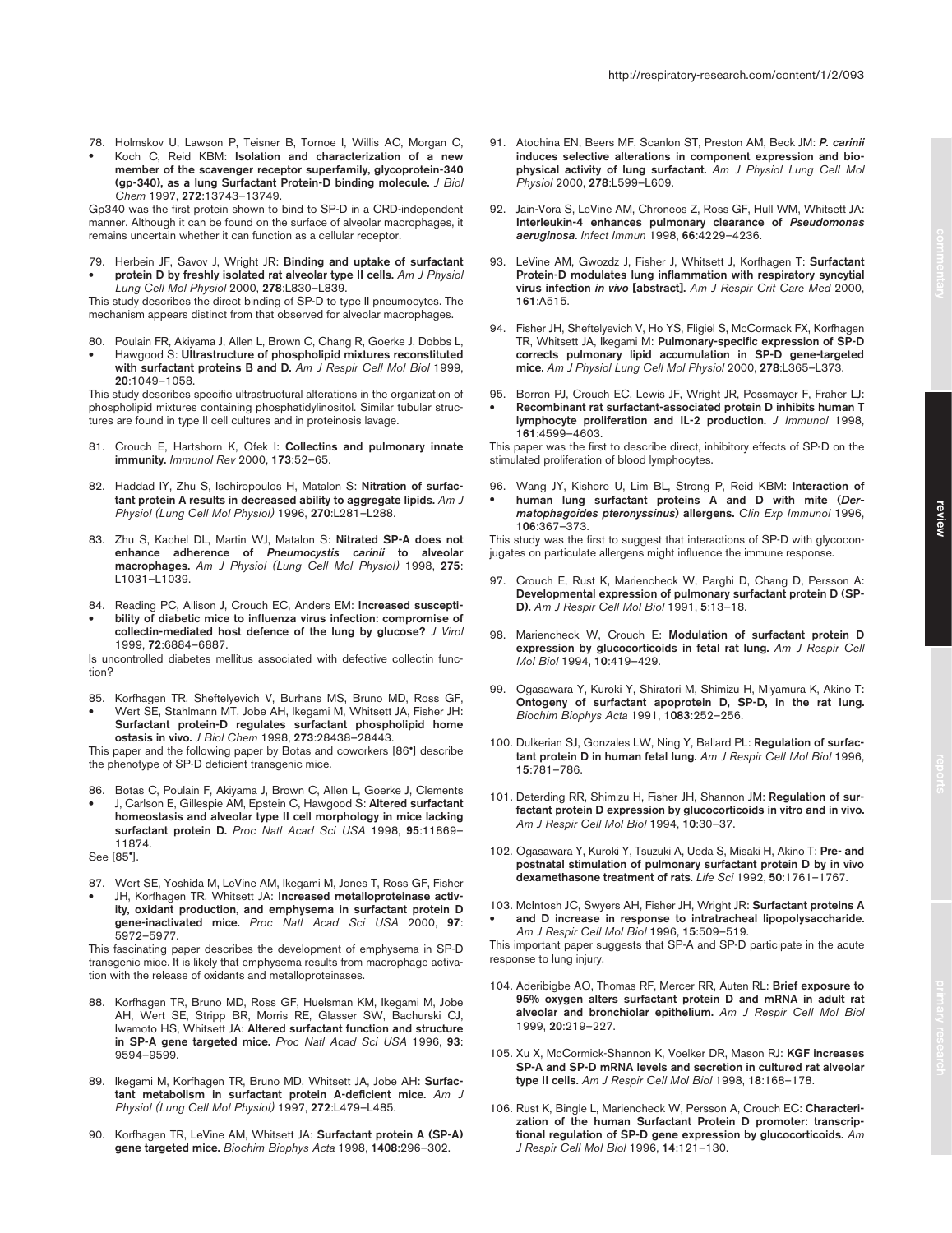78. Holmskov U, Lawson P, Teisner B, Tornoe I, Willis AC, Morgan C,
• Koch C, Reid KBM: **Isolation and characterization of a new member of the scavenger receptor superfamily, glycoprotein-340 (gp-340), as a lung Surfactant Protein-D binding molecule.** *J Biol Chem* 1997, **272**:13743–13749.

Gp340 was the first protein shown to bind to SP-D in a CRD-independent manner. Although it can be found on the surface of alveolar macrophages, it remains uncertain whether it can function as a cellular receptor.

79. Herbein JF, Savov J, Wright JR: **Binding and uptake of surfactant**
• **protein D by freshly isolated rat alveolar type II cells.** *Am J Physiol Lung Cell Mol Physiol* 2000, **278**:L830–L839.

This study describes the direct binding of SP-D to type II pneumocytes. The mechanism appears distinct from that observed for alveolar macrophages.

80. Poulain FR, Akiyama J, Allen L, Brown C, Chang R, Goerke J, Dobbs L,
• Hawgood S: **Ultrastructure of phospholipid mixtures reconstituted with surfactant proteins B and D.** *Am J Respir Cell Mol Biol* 1999, **20**:1049–1058.

This study describes specific ultrastructural alterations in the organization of phospholipid mixtures containing phosphatidylinositol. Similar tubular structures are found in type II cell cultures and in proteinosis lavage.

81. Crouch E, Hartshorn K, Ofek I: **Collectins and pulmonary innate immunity.** *Immunol Rev* 2000, **173**:52–65.

82. Haddad IY, Zhu S, Ischiropoulos H, Matalon S: **Nitration of surfactant protein A results in decreased ability to aggregate lipids.** *Am J Physiol (Lung Cell Mol Physiol)* 1996, **270**:L281–L288.

83. Zhu S, Kachel DL, Martin WJ, Matalon S: **Nitrated SP-A does not enhance adherence of *Pneumocystis carinii* to alveolar macrophages.** *Am J Physiol (Lung Cell Mol Physiol)* 1998, **275**: L1031–L1039.

84. Reading PC, Allison J, Crouch EC, Anders EM: **Increased suscepti-**
• **bility of diabetic mice to influenza virus infection: compromise of collectin-mediated host defence of the lung by glucose?** *J Virol* 1999, **72**:6884–6887.

Is uncontrolled diabetes mellitus associated with defective collectin function?

85. Korfhagen TR, Sheftelyevich V, Burhans MS, Bruno MD, Ross GF,
• Wert SE, Stahlmann MT, Jobe AH, Ikegami M, Whitsett JA, Fisher JH: **Surfactant protein-D regulates surfactant phospholipid home ostasis in vivo.** *J Biol Chem* 1998, **273**:28438–28443.

This paper and the following paper by Botas and coworkers [86•] describe the phenotype of SP-D deficient transgenic mice.

86. Botas C, Poulain F, Akiyama J, Brown C, Allen L, Goerke J, Clements
• J, Carlson E, Gillespie AM, Epstein C, Hawgood S: **Altered surfactant homeostasis and alveolar type II cell morphology in mice lacking surfactant protein D.** *Proc Natl Acad Sci USA* 1998, **95**:11869–11874.

See [85•].

87. Wert SE, Yoshida M, LeVine AM, Ikegami M, Jones T, Ross GF, Fisher
• JH, Korfhagen TR, Whitsett JA: **Increased metalloproteinase activity, oxidant production, and emphysema in surfactant protein D gene-inactivated mice.** *Proc Natl Acad Sci USA* 2000, **97**: 5972–5977.

This fascinating paper describes the development of emphysema in SP-D transgenic mice. It is likely that emphysema results from macrophage activation with the release of oxidants and metalloproteinases.

88. Korfhagen TR, Bruno MD, Ross GF, Huelsman KM, Ikegami M, Jobe AH, Wert SE, Stripp BR, Morris RE, Glasser SW, Bachurski CJ, Iwamoto HS, Whitsett JA: **Altered surfactant function and structure in SP-A gene targeted mice.** *Proc Natl Acad Sci USA* 1996, **93**: 9594–9599.

89. Ikegami M, Korfhagen TR, Bruno MD, Whitsett JA, Jobe AH: **Surfactant metabolism in surfactant protein A-deficient mice.** *Am J Physiol (Lung Cell Mol Physiol)* 1997, **272**:L479–L485.

90. Korfhagen TR, LeVine AM, Whitsett JA: **Surfactant protein A (SP-A) gene targeted mice.** *Biochim Biophys Acta* 1998, **1408**:296–302.

91. Atochina EN, Beers MF, Scanlon ST, Preston AM, Beck JM: ***P. carinii* induces selective alterations in component expression and biophysical activity of lung surfactant.** *Am J Physiol Lung Cell Mol Physiol* 2000, **278**:L599–L609.

92. Jain-Vora S, LeVine AM, Chroneos Z, Ross GF, Hull WM, Whitsett JA: **Interleukin-4 enhances pulmonary clearance of *Pseudomonas aeruginosa*.** *Infect Immun* 1998, **66**:4229–4236.

93. LeVine AM, Gwozdz J, Fisher J, Whitsett J, Korfhagen T: **Surfactant Protein-D modulates lung inflammation with respiratory syncytial virus infection *in vivo* [abstract].** *Am J Respir Crit Care Med* 2000, **161**:A515.

94. Fisher JH, Sheftelyevich V, Ho YS, Fligiel S, McCormack FX, Korfhagen TR, Whitsett JA, Ikegami M: **Pulmonary-specific expression of SP-D corrects pulmonary lipid accumulation in SP-D gene-targeted mice.** *Am J Physiol Lung Cell Mol Physiol* 2000, **278**:L365–L373.

95. Borron PJ, Crouch EC, Lewis JF, Wright JR, Possmayer F, Fraher LJ:
• **Recombinant rat surfactant-associated protein D inhibits human T lymphocyte proliferation and IL-2 production.** *J Immunol* 1998, **161**:4599–4603.

This paper was the first to describe direct, inhibitory effects of SP-D on the stimulated proliferation of blood lymphocytes.

96. Wang JY, Kishore U, Lim BL, Strong P, Reid KBM: **Interaction of**
• **human lung surfactant proteins A and D with mite (*Dermatophagoides pteronyssinus*) allergens.** *Clin Exp Immunol* 1996, **106**:367–373.

This study was the first to suggest that interactions of SP-D with glycoconjugates on particulate allergens might influence the immune response.

97. Crouch E, Rust K, Mariencheck W, Parghi D, Chang D, Persson A: **Developmental expression of pulmonary surfactant protein D (SP-D).** *Am J Respir Cell Mol Biol* 1991, **5**:13–18.

98. Mariencheck W, Crouch E: **Modulation of surfactant protein D expression by glucocorticoids in fetal rat lung.** *Am J Respir Cell Mol Biol* 1994, **10**:419–429.

99. Ogasawara Y, Kuroki Y, Shiratori M, Shimizu H, Miyamura K, Akino T: **Ontogeny of surfactant apoprotein D, SP-D, in the rat lung.** *Biochim Biophys Acta* 1991, **1083**:252–256.

100. Dulkerian SJ, Gonzales LW, Ning Y, Ballard PL: **Regulation of surfactant protein D in human fetal lung.** *Am J Respir Cell Mol Biol* 1996, **15**:781–786.

101. Deterding RR, Shimizu H, Fisher JH, Shannon JM: **Regulation of surfactant protein D expression by glucocorticoids in vitro and in vivo.** *Am J Respir Cell Mol Biol* 1994, **10**:30–37.

102. Ogasawara Y, Kuroki Y, Tsuzuki A, Ueda S, Misaki H, Akino T: **Pre- and postnatal stimulation of pulmonary surfactant protein D by in vivo dexamethasone treatment of rats.** *Life Sci* 1992, **50**:1761–1767.

103. McIntosh JC, Swyers AH, Fisher JH, Wright JR: **Surfactant proteins A**
• **and D increase in response to intratracheal lipopolysaccharide.** *Am J Respir Cell Mol Biol* 1996, **15**:509–519.

This important paper suggests that SP-A and SP-D participate in the acute response to lung injury.

104. Aderibigbe AO, Thomas RF, Mercer RR, Auten RL: **Brief exposure to 95% oxygen alters surfactant protein D and mRNA in adult rat alveolar and bronchiolar epithelium.** *Am J Respir Cell Mol Biol* 1999, **20**:219–227.

105. Xu X, McCormick-Shannon K, Voelker DR, Mason RJ: **KGF increases SP-A and SP-D mRNA levels and secretion in cultured rat alveolar type II cells.** *Am J Respir Cell Mol Biol* 1998, **18**:168–178.

106. Rust K, Bingle L, Mariencheck W, Persson A, Crouch EC: **Characterization of the human Surfactant Protein D promoter: transcriptional regulation of SP-D gene expression by glucocorticoids.** *Am J Respir Cell Mol Biol* 1996, **14**:121–130.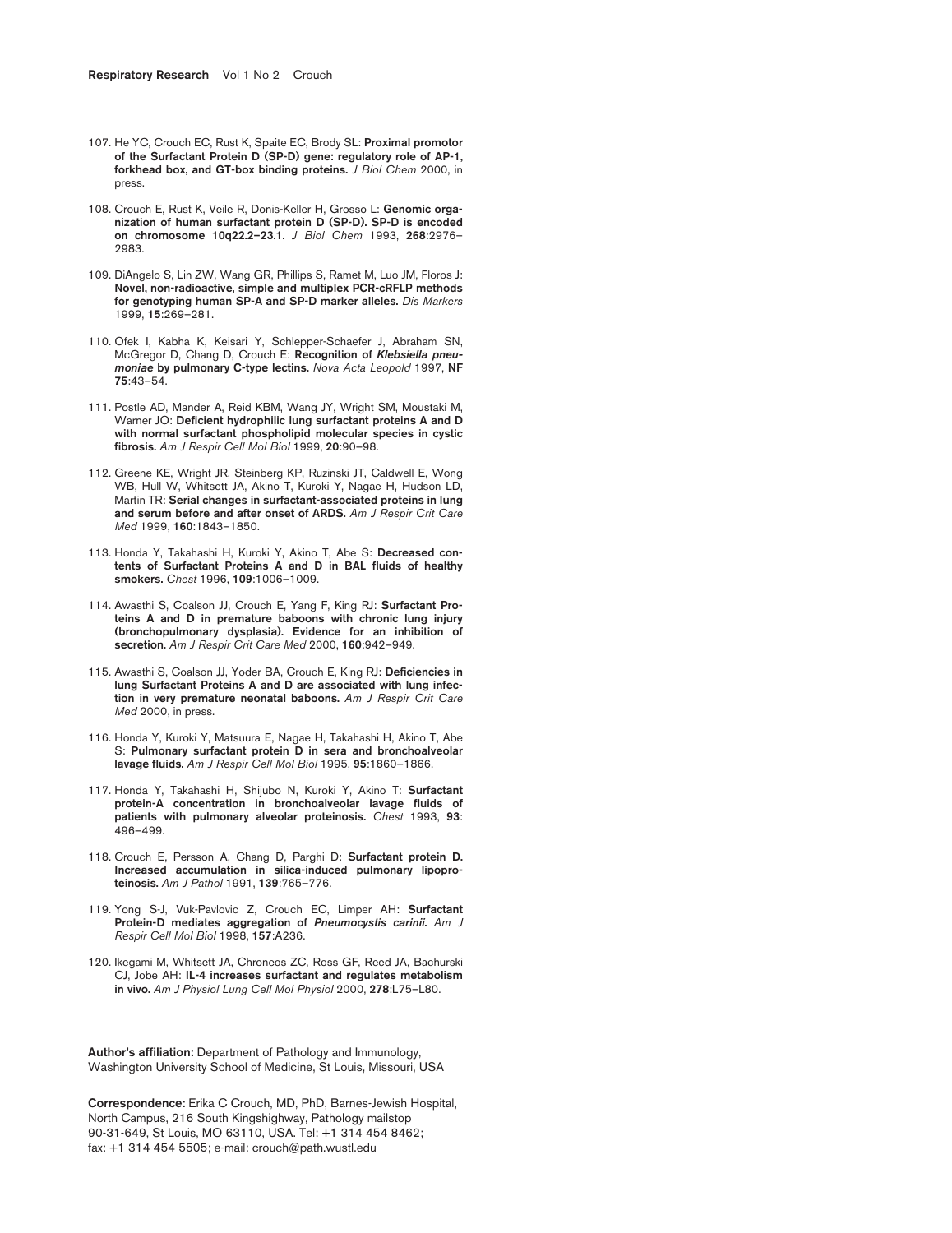107. He YC, Crouch EC, Rust K, Spaite EC, Brody SL: **Proximal promotor of the Surfactant Protein D (SP-D) gene: regulatory role of AP-1, forkhead box, and GT-box binding proteins.** *J Biol Chem* 2000, in press.

108. Crouch E, Rust K, Veile R, Donis-Keller H, Grosso L: **Genomic organization of human surfactant protein D (SP-D). SP-D is encoded on chromosome 10q22.2–23.1.** *J Biol Chem* 1993, **268**:2976–2983.

109. DiAngelo S, Lin ZW, Wang GR, Phillips S, Ramet M, Luo JM, Floros J: **Novel, non-radioactive, simple and multiplex PCR-cRFLP methods for genotyping human SP-A and SP-D marker alleles.** *Dis Markers* 1999, **15**:269–281.

110. Ofek I, Kabha K, Keisari Y, Schlepper-Schaefer J, Abraham SN, McGregor D, Chang D, Crouch E: **Recognition of *Klebsiella pneumoniae* by pulmonary C-type lectins.** *Nova Acta Leopold* 1997, **NF 75**:43–54.

111. Postle AD, Mander A, Reid KBM, Wang JY, Wright SM, Moustaki M, Warner JO: **Deficient hydrophilic lung surfactant proteins A and D with normal surfactant phospholipid molecular species in cystic fibrosis.** *Am J Respir Cell Mol Biol* 1999, **20**:90–98.

112. Greene KE, Wright JR, Steinberg KP, Ruzinski JT, Caldwell E, Wong WB, Hull W, Whitsett JA, Akino T, Kuroki Y, Nagae H, Hudson LD, Martin TR: **Serial changes in surfactant-associated proteins in lung and serum before and after onset of ARDS.** *Am J Respir Crit Care Med* 1999, **160**:1843–1850.

113. Honda Y, Takahashi H, Kuroki Y, Akino T, Abe S: **Decreased contents of Surfactant Proteins A and D in BAL fluids of healthy smokers.** *Chest* 1996, **109**:1006–1009.

114. Awasthi S, Coalson JJ, Crouch E, Yang F, King RJ: **Surfactant Proteins A and D in premature baboons with chronic lung injury (bronchopulmonary dysplasia). Evidence for an inhibition of secretion.** *Am J Respir Crit Care Med* 2000, **160**:942–949.

115. Awasthi S, Coalson JJ, Yoder BA, Crouch E, King RJ: **Deficiencies in lung Surfactant Proteins A and D are associated with lung infection in very premature neonatal baboons.** *Am J Respir Crit Care Med* 2000, in press.

116. Honda Y, Kuroki Y, Matsuura E, Nagae H, Takahashi H, Akino T, Abe S: **Pulmonary surfactant protein D in sera and bronchoalveolar lavage fluids.** *Am J Respir Cell Mol Biol* 1995, **95**:1860–1866.

117. Honda Y, Takahashi H, Shijubo N, Kuroki Y, Akino T: **Surfactant protein-A concentration in bronchoalveolar lavage fluids of patients with pulmonary alveolar proteinosis.** *Chest* 1993, **93**: 496–499.

118. Crouch E, Persson A, Chang D, Parghi D: **Surfactant protein D. Increased accumulation in silica-induced pulmonary lipoproteinosis.** *Am J Pathol* 1991, **139**:765–776.

119. Yong S-J, Vuk-Pavlovic Z, Crouch EC, Limper AH: **Surfactant Protein-D mediates aggregation of *Pneumocystis carinii*.** *Am J Respir Cell Mol Biol* 1998, **157**:A236.

120. Ikegami M, Whitsett JA, Chroneos ZC, Ross GF, Reed JA, Bachurski CJ, Jobe AH: **IL-4 increases surfactant and regulates metabolism in vivo.** *Am J Physiol Lung Cell Mol Physiol* 2000, **278**:L75–L80.

**Author's affiliation:** Department of Pathology and Immunology, Washington University School of Medicine, St Louis, Missouri, USA

**Correspondence:** Erika C Crouch, MD, PhD, Barnes-Jewish Hospital, North Campus, 216 South Kingshighway, Pathology mailstop 90-31-649, St Louis, MO 63110, USA. Tel: +1 314 454 8462; fax: +1 314 454 5505; e-mail: crouch@path.wustl.edu